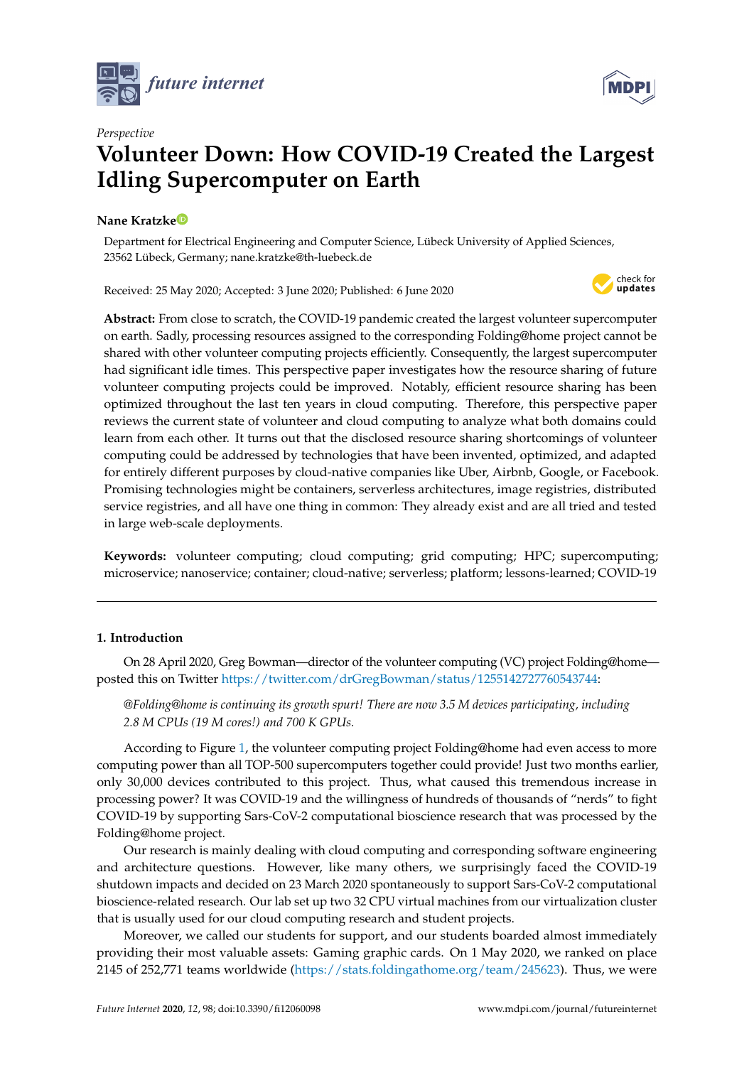*Perspective*

# Volunteer Down: How COVID-19 Created the Largest Idling Supercomputer on Earth

**Nane Kratzke**

Department for Electrical Engineering and Computer Science, Lübeck University of Applied Sciences, 23562 Lübeck, Germany; nane.kratzke@th-luebeck.de

Received: 25 May 2020; Accepted: 3 June 2020; Published: 6 June 2020

**Abstract:** From close to scratch, the COVID-19 pandemic created the largest volunteer supercomputer on earth. Sadly, processing resources assigned to the corresponding Folding@home project cannot be shared with other volunteer computing projects efficiently. Consequently, the largest supercomputer had significant idle times. This perspective paper investigates how the resource sharing of future volunteer computing projects could be improved. Notably, efficient resource sharing has been optimized throughout the last ten years in cloud computing. Therefore, this perspective paper reviews the current state of volunteer and cloud computing to analyze what both domains could learn from each other. It turns out that the disclosed resource sharing shortcomings of volunteer computing could be addressed by technologies that have been invented, optimized, and adapted for entirely different purposes by cloud-native companies like Uber, Airbnb, Google, or Facebook. Promising technologies might be containers, serverless architectures, image registries, distributed service registries, and all have one thing in common: They already exist and are all tried and tested in large web-scale deployments.

**Keywords:** volunteer computing; cloud computing; grid computing; HPC; supercomputing; microservice; nanoservice; container; cloud-native; serverless; platform; lessons-learned; COVID-19

## 1. Introduction

On 28 April 2020, Greg Bowman—director of the volunteer computing (VC) project Folding@home—posted this on Twitter https://twitter.com/drGregBowman/status/1255142727760543744:

> *@Folding@home is continuing its growth spurt! There are now 3.5 M devices participating, including 2.8 M CPUs (19 M cores!) and 700 K GPUs.*

According to Figure 1, the volunteer computing project Folding@home had even access to more computing power than all TOP-500 supercomputers together could provide! Just two months earlier, only 30,000 devices contributed to this project. Thus, what caused this tremendous increase in processing power? It was COVID-19 and the willingness of hundreds of thousands of "nerds" to fight COVID-19 by supporting Sars-CoV-2 computational bioscience research that was processed by the Folding@home project.

Our research is mainly dealing with cloud computing and corresponding software engineering and architecture questions. However, like many others, we surprisingly faced the COVID-19 shutdown impacts and decided on 23 March 2020 spontaneously to support Sars-CoV-2 computational bioscience-related research. Our lab set up two 32 CPU virtual machines from our virtualization cluster that is usually used for our cloud computing research and student projects.

Moreover, we called our students for support, and our students boarded almost immediately providing their most valuable assets: Gaming graphic cards. On 1 May 2020, we ranked on place 2145 of 252,771 teams worldwide (https://stats.foldingathome.org/team/245623). Thus, we were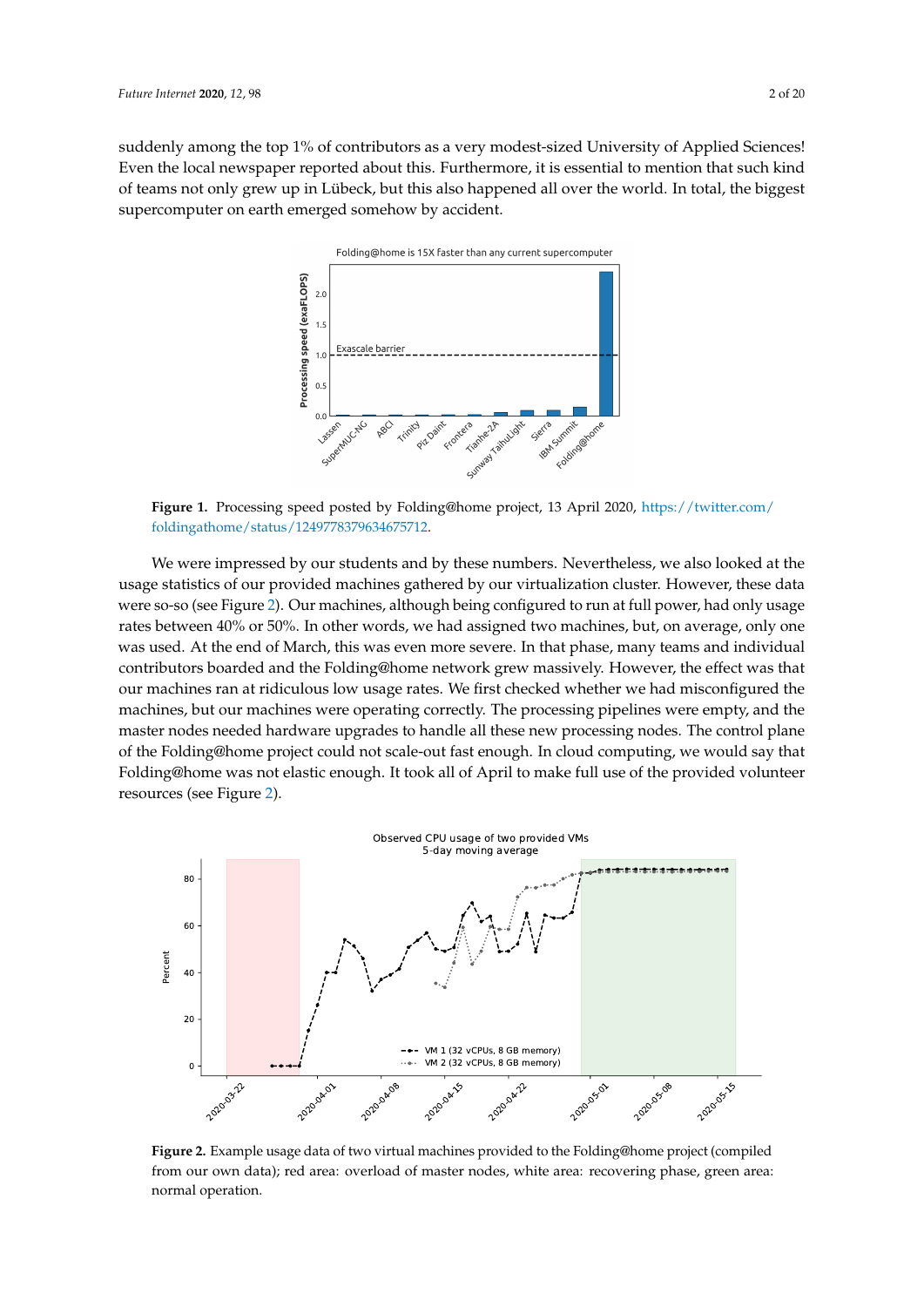suddenly among the top 1% of contributors as a very modest-sized University of Applied Sciences! Even the local newspaper reported about this. Furthermore, it is essential to mention that such kind of teams not only grew up in Lübeck, but this also happened all over the world. In total, the biggest supercomputer on earth emerged somehow by accident.

**Figure 1.** Processing speed posted by Folding@home project, 13 April 2020, https://twitter.com/foldingathome/status/1249778379634675712.

We were impressed by our students and by these numbers. Nevertheless, we also looked at the usage statistics of our provided machines gathered by our virtualization cluster. However, these data were so-so (see Figure 2). Our machines, although being configured to run at full power, had only usage rates between 40% or 50%. In other words, we had assigned two machines, but, on average, only one was used. At the end of March, this was even more severe. In that phase, many teams and individual contributors boarded and the Folding@home network grew massively. However, the effect was that our machines ran at ridiculous low usage rates. We first checked whether we had misconfigured the machines, but our machines were operating correctly. The processing pipelines were empty, and the master nodes needed hardware upgrades to handle all these new processing nodes. The control plane of the Folding@home project could not scale-out fast enough. In cloud computing, we would say that Folding@home was not elastic enough. It took all of April to make full use of the provided volunteer resources (see Figure 2).

**Figure 2.** Example usage data of two virtual machines provided to the Folding@home project (compiled from our own data); red area: overload of master nodes, white area: recovering phase, green area: normal operation.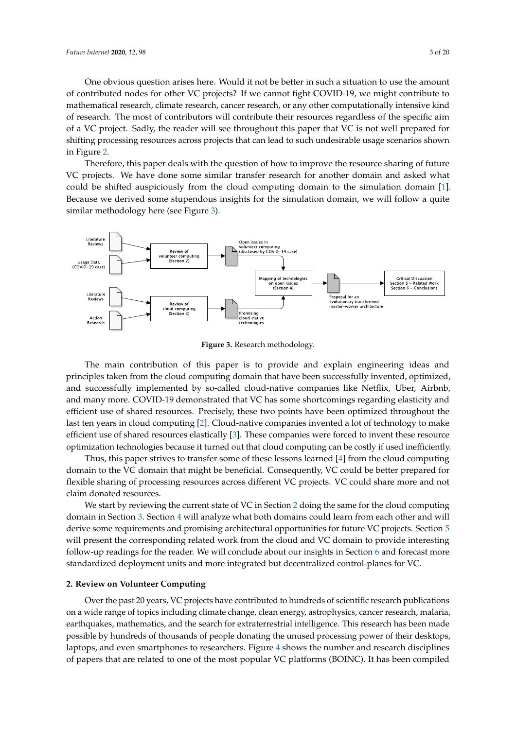One obvious question arises here. Would it not be better in such a situation to use the amount of contributed nodes for other VC projects? If we cannot fight COVID-19, we might contribute to mathematical research, climate research, cancer research, or any other computationally intensive kind of research. The most of contributors will contribute their resources regardless of the specific aim of a VC project. Sadly, the reader will see throughout this paper that VC is not well prepared for shifting processing resources across projects that can lead to such undesirable usage scenarios shown in Figure 2.

Therefore, this paper deals with the question of how to improve the resource sharing of future VC projects. We have done some similar transfer research for another domain and asked what could be shifted auspiciously from the cloud computing domain to the simulation domain [1]. Because we derived some stupendous insights for the simulation domain, we will follow a quite similar methodology here (see Figure 3).

**Figure 3.** Research methodology.

The main contribution of this paper is to provide and explain engineering ideas and principles taken from the cloud computing domain that have been successfully invented, optimized, and successfully implemented by so-called cloud-native companies like Netflix, Uber, Airbnb, and many more. COVID-19 demonstrated that VC has some shortcomings regarding elasticity and efficient use of shared resources. Precisely, these two points have been optimized throughout the last ten years in cloud computing [2]. Cloud-native companies invented a lot of technology to make efficient use of shared resources elastically [3]. These companies were forced to invent these resource optimization technologies because it turned out that cloud computing can be costly if used inefficiently.

Thus, this paper strives to transfer some of these lessons learned [4] from the cloud computing domain to the VC domain that might be beneficial. Consequently, VC could be better prepared for flexible sharing of processing resources across different VC projects. VC could share more and not claim donated resources.

We start by reviewing the current state of VC in Section 2 doing the same for the cloud computing domain in Section 3. Section 4 will analyze what both domains could learn from each other and will derive some requirements and promising architectural opportunities for future VC projects. Section 5 will present the corresponding related work from the cloud and VC domain to provide interesting follow-up readings for the reader. We will conclude about our insights in Section 6 and forecast more standardized deployment units and more integrated but decentralized control-planes for VC.

## 2. Review on Volunteer Computing

Over the past 20 years, VC projects have contributed to hundreds of scientific research publications on a wide range of topics including climate change, clean energy, astrophysics, cancer research, malaria, earthquakes, mathematics, and the search for extraterrestrial intelligence. This research has been made possible by hundreds of thousands of people donating the unused processing power of their desktops, laptops, and even smartphones to researchers. Figure 4 shows the number and research disciplines of papers that are related to one of the most popular VC platforms (BOINC). It has been compiled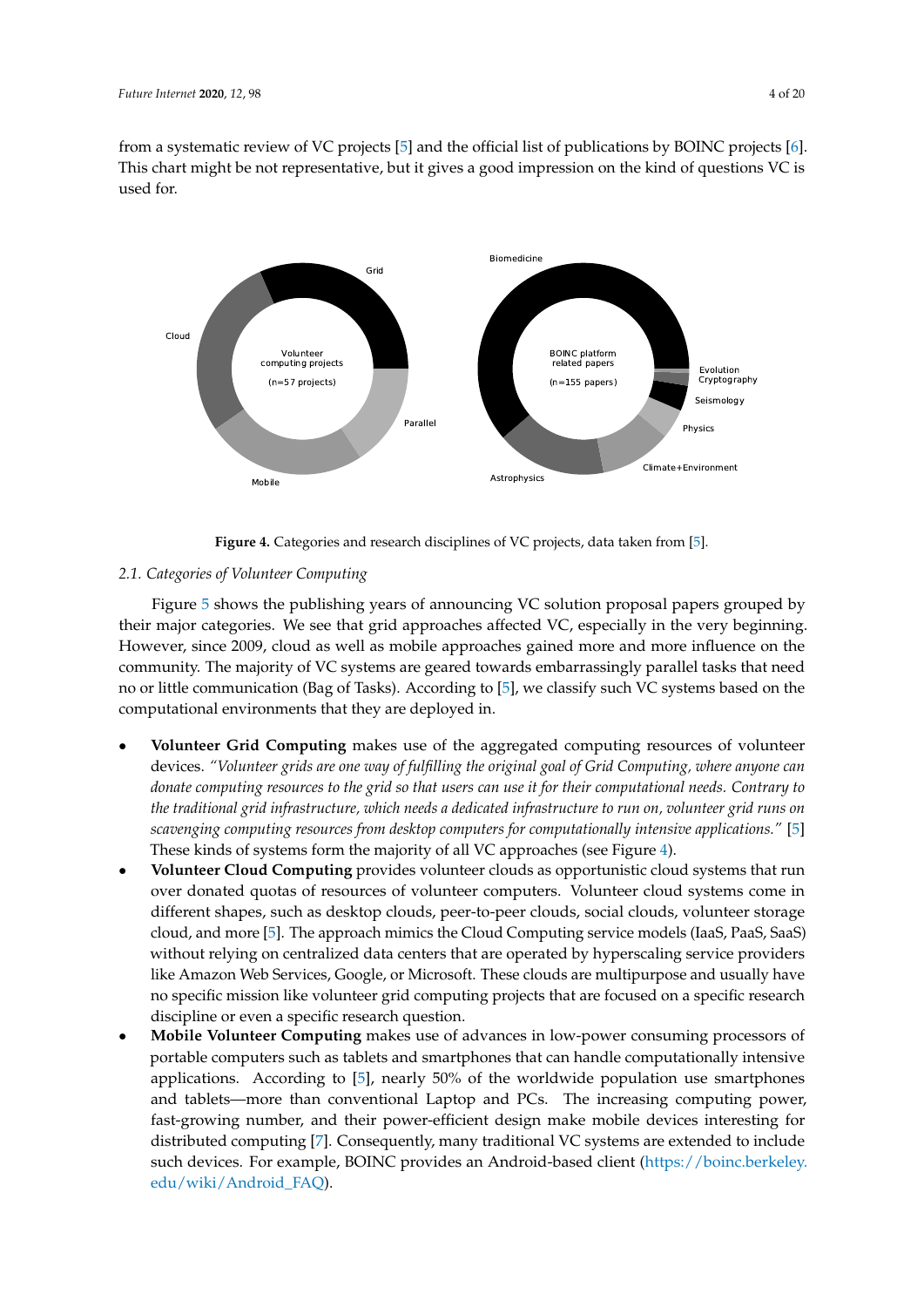from a systematic review of VC projects [5] and the official list of publications by BOINC projects [6]. This chart might be not representative, but it gives a good impression on the kind of questions VC is used for.

**Figure 4.** Categories and research disciplines of VC projects, data taken from [5].

### 2.1. Categories of Volunteer Computing

Figure 5 shows the publishing years of announcing VC solution proposal papers grouped by their major categories. We see that grid approaches affected VC, especially in the very beginning. However, since 2009, cloud as well as mobile approaches gained more and more influence on the community. The majority of VC systems are geared towards embarrassingly parallel tasks that need no or little communication (Bag of Tasks). According to [5], we classify such VC systems based on the computational environments that they are deployed in.

- **Volunteer Grid Computing** makes use of the aggregated computing resources of volunteer devices. *"Volunteer grids are one way of fulfilling the original goal of Grid Computing, where anyone can donate computing resources to the grid so that users can use it for their computational needs. Contrary to the traditional grid infrastructure, which needs a dedicated infrastructure to run on, volunteer grid runs on scavenging computing resources from desktop computers for computationally intensive applications."* [5] These kinds of systems form the majority of all VC approaches (see Figure 4).
- **Volunteer Cloud Computing** provides volunteer clouds as opportunistic cloud systems that run over donated quotas of resources of volunteer computers. Volunteer cloud systems come in different shapes, such as desktop clouds, peer-to-peer clouds, social clouds, volunteer storage cloud, and more [5]. The approach mimics the Cloud Computing service models (IaaS, PaaS, SaaS) without relying on centralized data centers that are operated by hyperscaling service providers like Amazon Web Services, Google, or Microsoft. These clouds are multipurpose and usually have no specific mission like volunteer grid computing projects that are focused on a specific research discipline or even a specific research question.
- **Mobile Volunteer Computing** makes use of advances in low-power consuming processors of portable computers such as tablets and smartphones that can handle computationally intensive applications. According to [5], nearly 50% of the worldwide population use smartphones and tablets—more than conventional Laptop and PCs. The increasing computing power, fast-growing number, and their power-efficient design make mobile devices interesting for distributed computing [7]. Consequently, many traditional VC systems are extended to include such devices. For example, BOINC provides an Android-based client (https://boinc.berkeley.edu/wiki/Android_FAQ).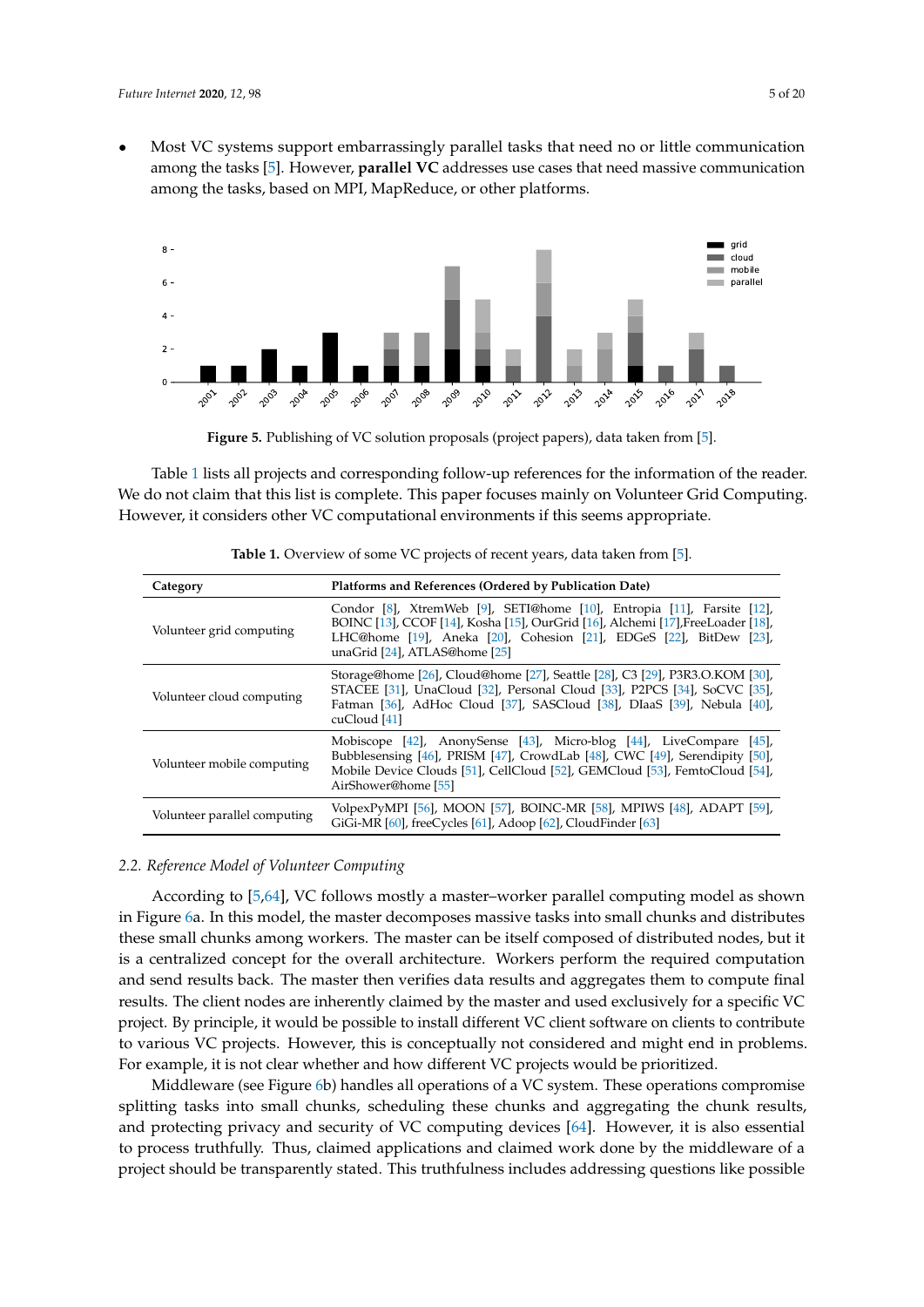- Most VC systems support embarrassingly parallel tasks that need no or little communication among the tasks [5]. However, **parallel VC** addresses use cases that need massive communication among the tasks, based on MPI, MapReduce, or other platforms.

**Figure 5.** Publishing of VC solution proposals (project papers), data taken from [5].

Table 1 lists all projects and corresponding follow-up references for the information of the reader. We do not claim that this list is complete. This paper focuses mainly on Volunteer Grid Computing. However, it considers other VC computational environments if this seems appropriate.

**Table 1.** Overview of some VC projects of recent years, data taken from [5].

| Category | Platforms and References (Ordered by Publication Date) |
|---|---|
| Volunteer grid computing | Condor [8], XtremWeb [9], SETI@home [10], Entropia [11], Farsite [12], BOINC [13], CCOF [14], Kosha [15], OurGrid [16], Alchemi [17],FreeLoader [18], LHC@home [19], Aneka [20], Cohesion [21], EDGeS [22], BitDew [23], unaGrid [24], ATLAS@home [25] |
| Volunteer cloud computing | Storage@home [26], Cloud@home [27], Seattle [28], C3 [29], P3R3.O.KOM [30], STACEE [31], UnaCloud [32], Personal Cloud [33], P2PCS [34], SoCVC [35], Fatman [36], AdHoc Cloud [37], SASCloud [38], DIaaS [39], Nebula [40], cuCloud [41] |
| Volunteer mobile computing | Mobiscope [42], AnonySense [43], Micro-blog [44], LiveCompare [45], Bubblesensing [46], PRISM [47], CrowdLab [48], CWC [49], Serendipity [50], Mobile Device Clouds [51], CellCloud [52], GEMCloud [53], FemtoCloud [54], AirShower@home [55] |
| Volunteer parallel computing | VolpexPyMPI [56], MOON [57], BOINC-MR [58], MPIWS [48], ADAPT [59], GiGi-MR [60], freeCycles [61], Adoop [62], CloudFinder [63] |

### 2.2. Reference Model of Volunteer Computing

According to [5,64], VC follows mostly a master–worker parallel computing model as shown in Figure 6a. In this model, the master decomposes massive tasks into small chunks and distributes these small chunks among workers. The master can be itself composed of distributed nodes, but it is a centralized concept for the overall architecture. Workers perform the required computation and send results back. The master then verifies data results and aggregates them to compute final results. The client nodes are inherently claimed by the master and used exclusively for a specific VC project. By principle, it would be possible to install different VC client software on clients to contribute to various VC projects. However, this is conceptually not considered and might end in problems. For example, it is not clear whether and how different VC projects would be prioritized.

Middleware (see Figure 6b) handles all operations of a VC system. These operations compromise splitting tasks into small chunks, scheduling these chunks and aggregating the chunk results, and protecting privacy and security of VC computing devices [64]. However, it is also essential to process truthfully. Thus, claimed applications and claimed work done by the middleware of a project should be transparently stated. This truthfulness includes addressing questions like possible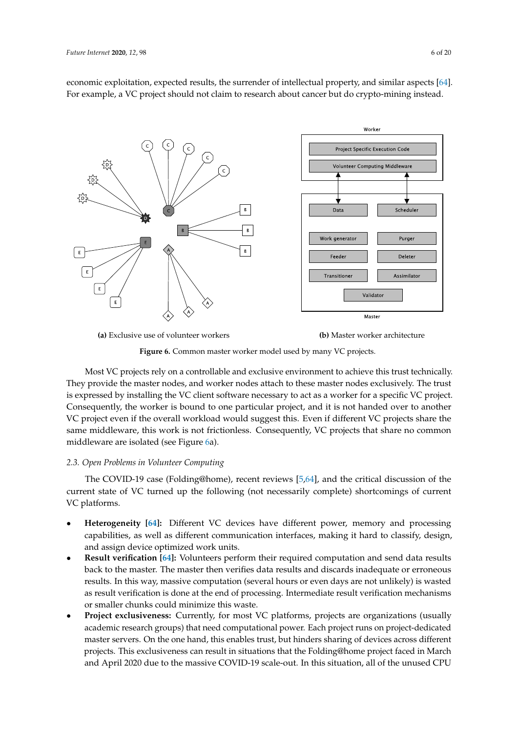economic exploitation, expected results, the surrender of intellectual property, and similar aspects [64]. For example, a VC project should not claim to research about cancer but do crypto-mining instead.

**(a)** Exclusive use of volunteer workers **(b)** Master worker architecture

**Figure 6.** Common master worker model used by many VC projects.

Most VC projects rely on a controllable and exclusive environment to achieve this trust technically. They provide the master nodes, and worker nodes attach to these master nodes exclusively. The trust is expressed by installing the VC client software necessary to act as a worker for a specific VC project. Consequently, the worker is bound to one particular project, and it is not handed over to another VC project even if the overall workload would suggest this. Even if different VC projects share the same middleware, this work is not frictionless. Consequently, VC projects that share no common middleware are isolated (see Figure 6a).

### 2.3. Open Problems in Volunteer Computing

The COVID-19 case (Folding@home), recent reviews [5,64], and the critical discussion of the current state of VC turned up the following (not necessarily complete) shortcomings of current VC platforms.

- **Heterogeneity [64]:** Different VC devices have different power, memory and processing capabilities, as well as different communication interfaces, making it hard to classify, design, and assign device optimized work units.
- **Result verification [64]:** Volunteers perform their required computation and send data results back to the master. The master then verifies data results and discards inadequate or erroneous results. In this way, massive computation (several hours or even days are not unlikely) is wasted as result verification is done at the end of processing. Intermediate result verification mechanisms or smaller chunks could minimize this waste.
- **Project exclusiveness:** Currently, for most VC platforms, projects are organizations (usually academic research groups) that need computational power. Each project runs on project-dedicated master servers. On the one hand, this enables trust, but hinders sharing of devices across different projects. This exclusiveness can result in situations that the Folding@home project faced in March and April 2020 due to the massive COVID-19 scale-out. In this situation, all of the unused CPU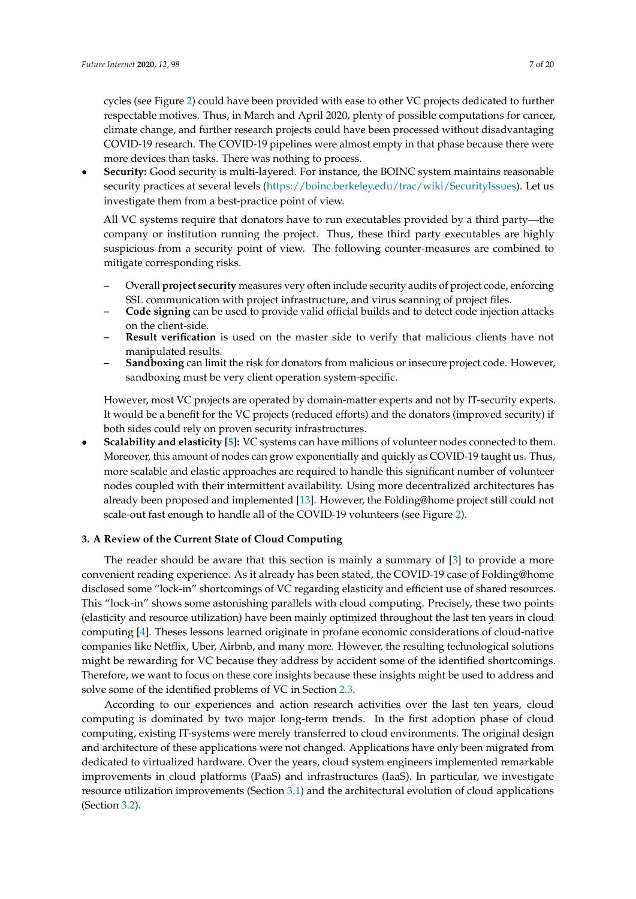cycles (see Figure 2) could have been provided with ease to other VC projects dedicated to further respectable motives. Thus, in March and April 2020, plenty of possible computations for cancer, climate change, and further research projects could have been processed without disadvantaging COVID-19 research. The COVID-19 pipelines were almost empty in that phase because there were more devices than tasks. There was nothing to process.

- **Security:** Good security is multi-layered. For instance, the BOINC system maintains reasonable security practices at several levels (https://boinc.berkeley.edu/trac/wiki/SecurityIssues). Let us investigate them from a best-practice point of view.

  All VC systems require that donators have to run executables provided by a third party—the company or institution running the project. Thus, these third party executables are highly suspicious from a security point of view. The following counter-measures are combined to mitigate corresponding risks.

  - Overall **project security** measures very often include security audits of project code, enforcing SSL communication with project infrastructure, and virus scanning of project files.
  - **Code signing** can be used to provide valid official builds and to detect code injection attacks on the client-side.
  - **Result verification** is used on the master side to verify that malicious clients have not manipulated results.
  - **Sandboxing** can limit the risk for donators from malicious or insecure project code. However, sandboxing must be very client operation system-specific.

  However, most VC projects are operated by domain-matter experts and not by IT-security experts. It would be a benefit for the VC projects (reduced efforts) and the donators (improved security) if both sides could rely on proven security infrastructures.

- **Scalability and elasticity [5]:** VC systems can have millions of volunteer nodes connected to them. Moreover, this amount of nodes can grow exponentially and quickly as COVID-19 taught us. Thus, more scalable and elastic approaches are required to handle this significant number of volunteer nodes coupled with their intermittent availability. Using more decentralized architectures has already been proposed and implemented [13]. However, the Folding@home project still could not scale-out fast enough to handle all of the COVID-19 volunteers (see Figure 2).

## 3. A Review of the Current State of Cloud Computing

The reader should be aware that this section is mainly a summary of [3] to provide a more convenient reading experience. As it already has been stated, the COVID-19 case of Folding@home disclosed some "lock-in" shortcomings of VC regarding elasticity and efficient use of shared resources. This "lock-in" shows some astonishing parallels with cloud computing. Precisely, these two points (elasticity and resource utilization) have been mainly optimized throughout the last ten years in cloud computing [4]. Theses lessons learned originate in profane economic considerations of cloud-native companies like Netflix, Uber, Airbnb, and many more. However, the resulting technological solutions might be rewarding for VC because they address by accident some of the identified shortcomings. Therefore, we want to focus on these core insights because these insights might be used to address and solve some of the identified problems of VC in Section 2.3.

According to our experiences and action research activities over the last ten years, cloud computing is dominated by two major long-term trends. In the first adoption phase of cloud computing, existing IT-systems were merely transferred to cloud environments. The original design and architecture of these applications were not changed. Applications have only been migrated from dedicated to virtualized hardware. Over the years, cloud system engineers implemented remarkable improvements in cloud platforms (PaaS) and infrastructures (IaaS). In particular, we investigate resource utilization improvements (Section 3.1) and the architectural evolution of cloud applications (Section 3.2).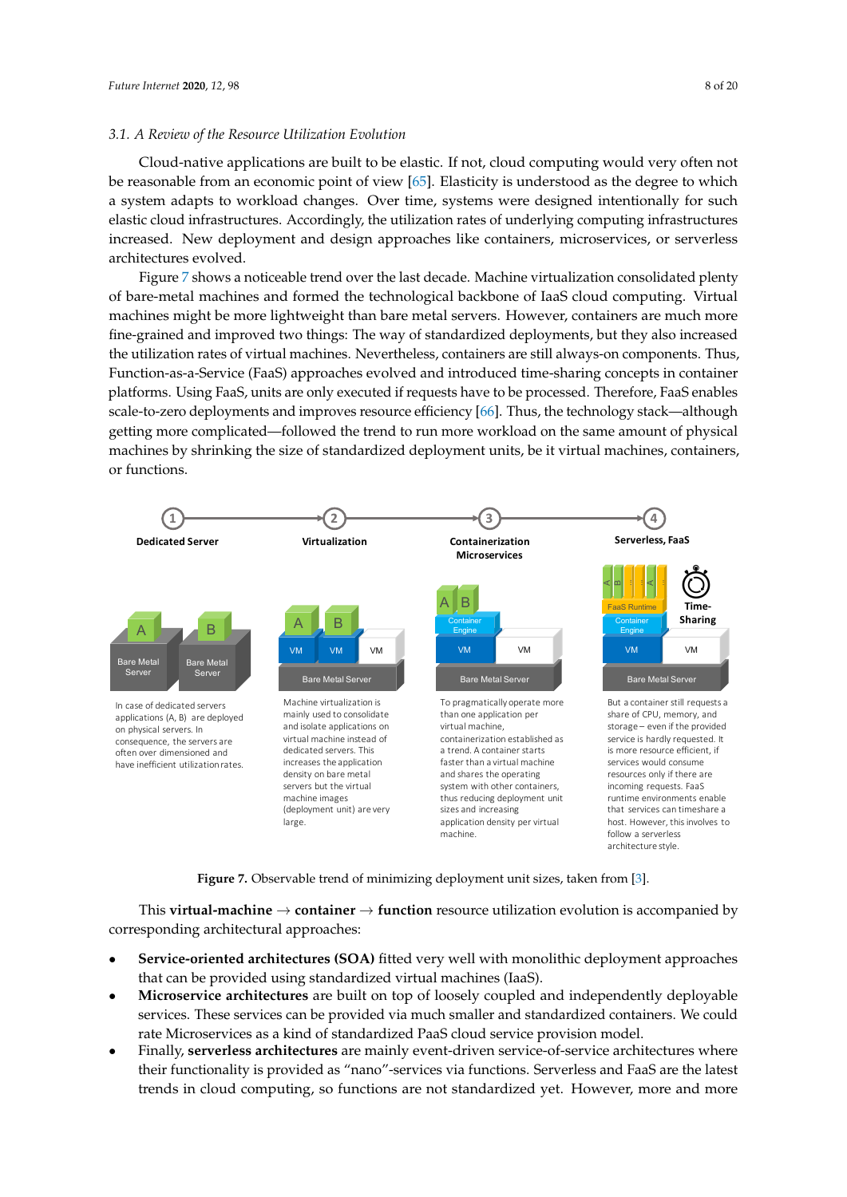### 3.1. A Review of the Resource Utilization Evolution

Cloud-native applications are built to be elastic. If not, cloud computing would very often not be reasonable from an economic point of view [65]. Elasticity is understood as the degree to which a system adapts to workload changes. Over time, systems were designed intentionally for such elastic cloud infrastructures. Accordingly, the utilization rates of underlying computing infrastructures increased. New deployment and design approaches like containers, microservices, or serverless architectures evolved.

Figure 7 shows a noticeable trend over the last decade. Machine virtualization consolidated plenty of bare-metal machines and formed the technological backbone of IaaS cloud computing. Virtual machines might be more lightweight than bare metal servers. However, containers are much more fine-grained and improved two things: The way of standardized deployments, but they also increased the utilization rates of virtual machines. Nevertheless, containers are still always-on components. Thus, Function-as-a-Service (FaaS) approaches evolved and introduced time-sharing concepts in container platforms. Using FaaS, units are only executed if requests have to be processed. Therefore, FaaS enables scale-to-zero deployments and improves resource efficiency [66]. Thus, the technology stack—although getting more complicated—followed the trend to run more workload on the same amount of physical machines by shrinking the size of standardized deployment units, be it virtual machines, containers, or functions.

**Figure 7.** Observable trend of minimizing deployment unit sizes, taken from [3].

This **virtual-machine** → **container** → **function** resource utilization evolution is accompanied by corresponding architectural approaches:

- **Service-oriented architectures (SOA)** fitted very well with monolithic deployment approaches that can be provided using standardized virtual machines (IaaS).
- **Microservice architectures** are built on top of loosely coupled and independently deployable services. These services can be provided via much smaller and standardized containers. We could rate Microservices as a kind of standardized PaaS cloud service provision model.
- Finally, **serverless architectures** are mainly event-driven service-of-service architectures where their functionality is provided as "nano"-services via functions. Serverless and FaaS are the latest trends in cloud computing, so functions are not standardized yet. However, more and more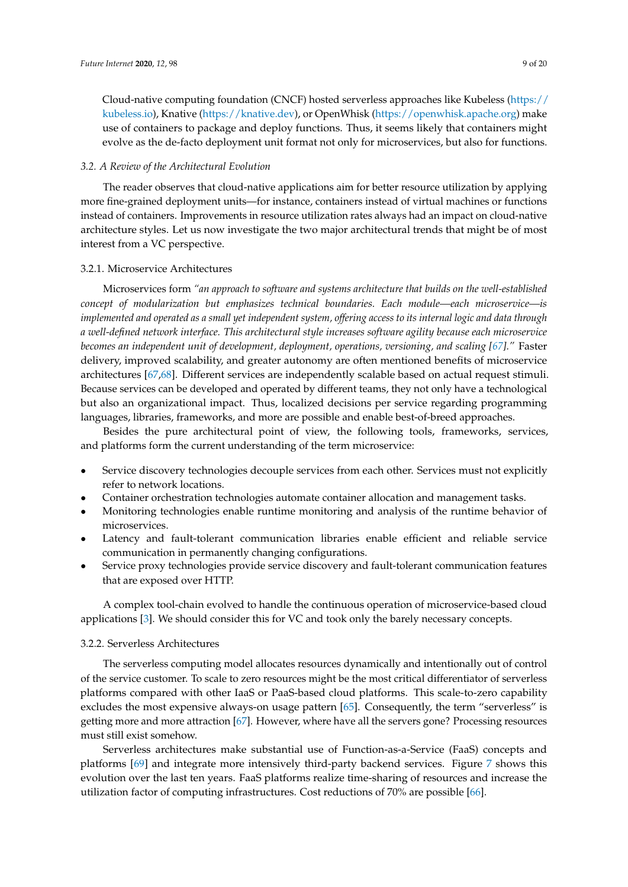Cloud-native computing foundation (CNCF) hosted serverless approaches like Kubeless (https://kubeless.io), Knative (https://knative.dev), or OpenWhisk (https://openwhisk.apache.org) make use of containers to package and deploy functions. Thus, it seems likely that containers might evolve as the de-facto deployment unit format not only for microservices, but also for functions.

### 3.2. A Review of the Architectural Evolution

The reader observes that cloud-native applications aim for better resource utilization by applying more fine-grained deployment units—for instance, containers instead of virtual machines or functions instead of containers. Improvements in resource utilization rates always had an impact on cloud-native architecture styles. Let us now investigate the two major architectural trends that might be of most interest from a VC perspective.

#### 3.2.1. Microservice Architectures

Microservices form *"an approach to software and systems architecture that builds on the well-established concept of modularization but emphasizes technical boundaries. Each module—each microservice—is implemented and operated as a small yet independent system, offering access to its internal logic and data through a well-defined network interface. This architectural style increases software agility because each microservice becomes an independent unit of development, deployment, operations, versioning, and scaling [67]."* Faster delivery, improved scalability, and greater autonomy are often mentioned benefits of microservice architectures [67,68]. Different services are independently scalable based on actual request stimuli. Because services can be developed and operated by different teams, they not only have a technological but also an organizational impact. Thus, localized decisions per service regarding programming languages, libraries, frameworks, and more are possible and enable best-of-breed approaches.

Besides the pure architectural point of view, the following tools, frameworks, services, and platforms form the current understanding of the term microservice:

- Service discovery technologies decouple services from each other. Services must not explicitly refer to network locations.
- Container orchestration technologies automate container allocation and management tasks.
- Monitoring technologies enable runtime monitoring and analysis of the runtime behavior of microservices.
- Latency and fault-tolerant communication libraries enable efficient and reliable service communication in permanently changing configurations.
- Service proxy technologies provide service discovery and fault-tolerant communication features that are exposed over HTTP.

A complex tool-chain evolved to handle the continuous operation of microservice-based cloud applications [3]. We should consider this for VC and took only the barely necessary concepts.

#### 3.2.2. Serverless Architectures

The serverless computing model allocates resources dynamically and intentionally out of control of the service customer. To scale to zero resources might be the most critical differentiator of serverless platforms compared with other IaaS or PaaS-based cloud platforms. This scale-to-zero capability excludes the most expensive always-on usage pattern [65]. Consequently, the term "serverless" is getting more and more attraction [67]. However, where have all the servers gone? Processing resources must still exist somehow.

Serverless architectures make substantial use of Function-as-a-Service (FaaS) concepts and platforms [69] and integrate more intensively third-party backend services. Figure 7 shows this evolution over the last ten years. FaaS platforms realize time-sharing of resources and increase the utilization factor of computing infrastructures. Cost reductions of 70% are possible [66].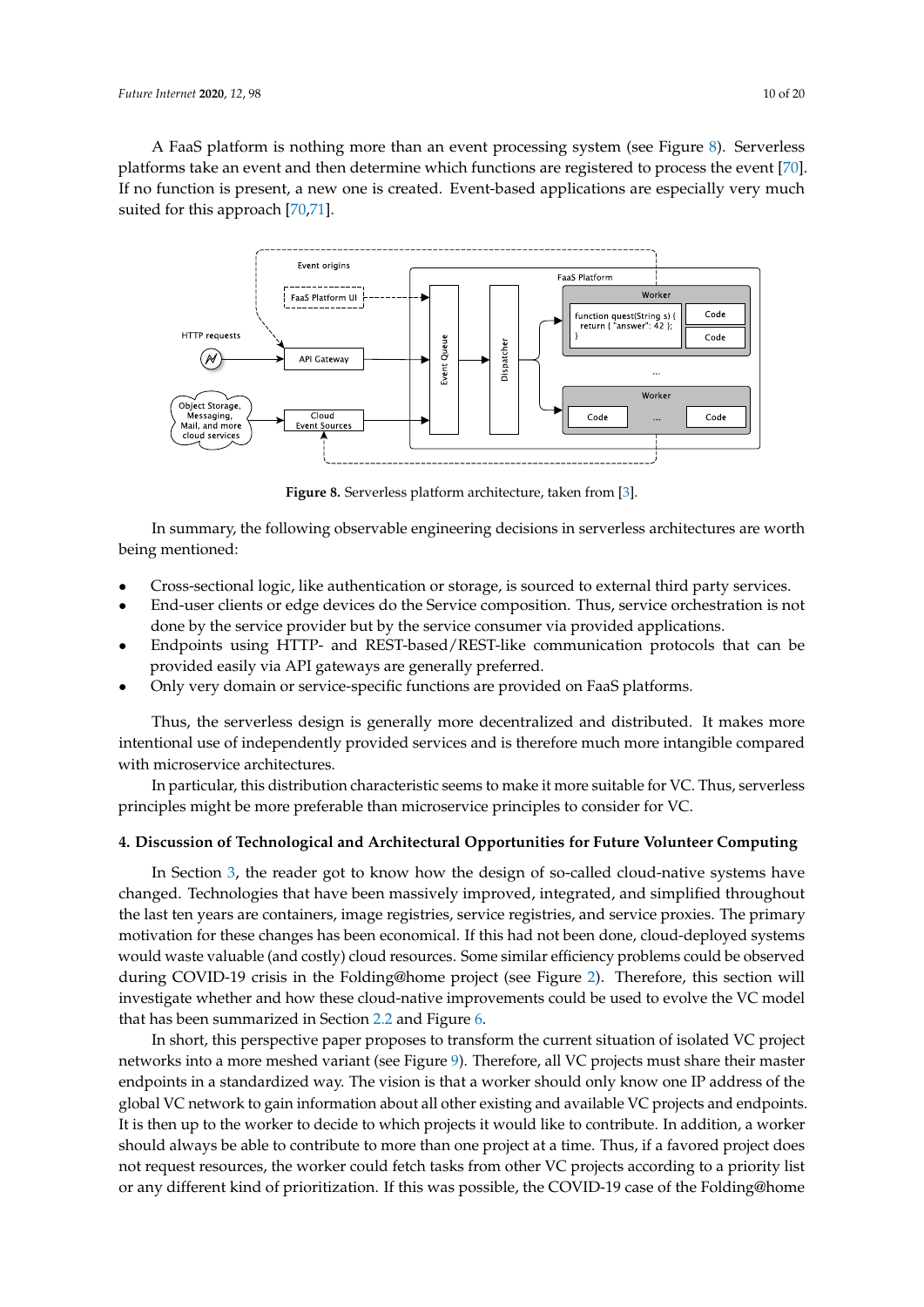A FaaS platform is nothing more than an event processing system (see Figure 8). Serverless platforms take an event and then determine which functions are registered to process the event [70]. If no function is present, a new one is created. Event-based applications are especially very much suited for this approach [70,71].

**Figure 8.** Serverless platform architecture, taken from [3].

In summary, the following observable engineering decisions in serverless architectures are worth being mentioned:

- Cross-sectional logic, like authentication or storage, is sourced to external third party services.
- End-user clients or edge devices do the Service composition. Thus, service orchestration is not done by the service provider but by the service consumer via provided applications.
- Endpoints using HTTP- and REST-based/REST-like communication protocols that can be provided easily via API gateways are generally preferred.
- Only very domain or service-specific functions are provided on FaaS platforms.

Thus, the serverless design is generally more decentralized and distributed. It makes more intentional use of independently provided services and is therefore much more intangible compared with microservice architectures.

In particular, this distribution characteristic seems to make it more suitable for VC. Thus, serverless principles might be more preferable than microservice principles to consider for VC.

## 4. Discussion of Technological and Architectural Opportunities for Future Volunteer Computing

In Section 3, the reader got to know how the design of so-called cloud-native systems have changed. Technologies that have been massively improved, integrated, and simplified throughout the last ten years are containers, image registries, service registries, and service proxies. The primary motivation for these changes has been economical. If this had not been done, cloud-deployed systems would waste valuable (and costly) cloud resources. Some similar efficiency problems could be observed during COVID-19 crisis in the Folding@home project (see Figure 2). Therefore, this section will investigate whether and how these cloud-native improvements could be used to evolve the VC model that has been summarized in Section 2.2 and Figure 6.

In short, this perspective paper proposes to transform the current situation of isolated VC project networks into a more meshed variant (see Figure 9). Therefore, all VC projects must share their master endpoints in a standardized way. The vision is that a worker should only know one IP address of the global VC network to gain information about all other existing and available VC projects and endpoints. It is then up to the worker to decide to which projects it would like to contribute. In addition, a worker should always be able to contribute to more than one project at a time. Thus, if a favored project does not request resources, the worker could fetch tasks from other VC projects according to a priority list or any different kind of prioritization. If this was possible, the COVID-19 case of the Folding@home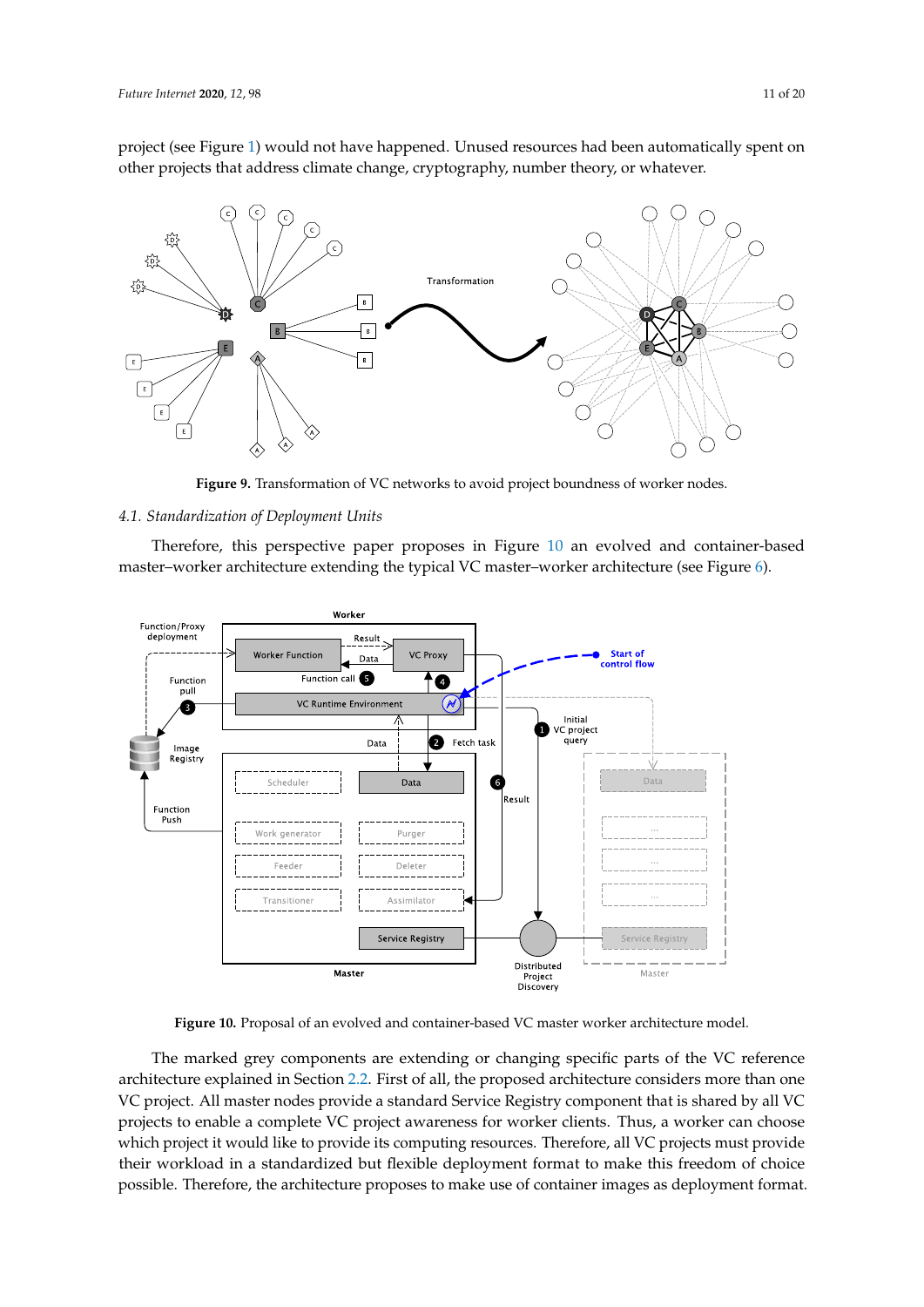project (see Figure 1) would not have happened. Unused resources had been automatically spent on other projects that address climate change, cryptography, number theory, or whatever.

**Figure 9.** Transformation of VC networks to avoid project boundness of worker nodes.

### 4.1. Standardization of Deployment Units

Therefore, this perspective paper proposes in Figure 10 an evolved and container-based master–worker architecture extending the typical VC master–worker architecture (see Figure 6).

**Figure 10.** Proposal of an evolved and container-based VC master worker architecture model.

The marked grey components are extending or changing specific parts of the VC reference architecture explained in Section 2.2. First of all, the proposed architecture considers more than one VC project. All master nodes provide a standard Service Registry component that is shared by all VC projects to enable a complete VC project awareness for worker clients. Thus, a worker can choose which project it would like to provide its computing resources. Therefore, all VC projects must provide their workload in a standardized but flexible deployment format to make this freedom of choice possible. Therefore, the architecture proposes to make use of container images as deployment format.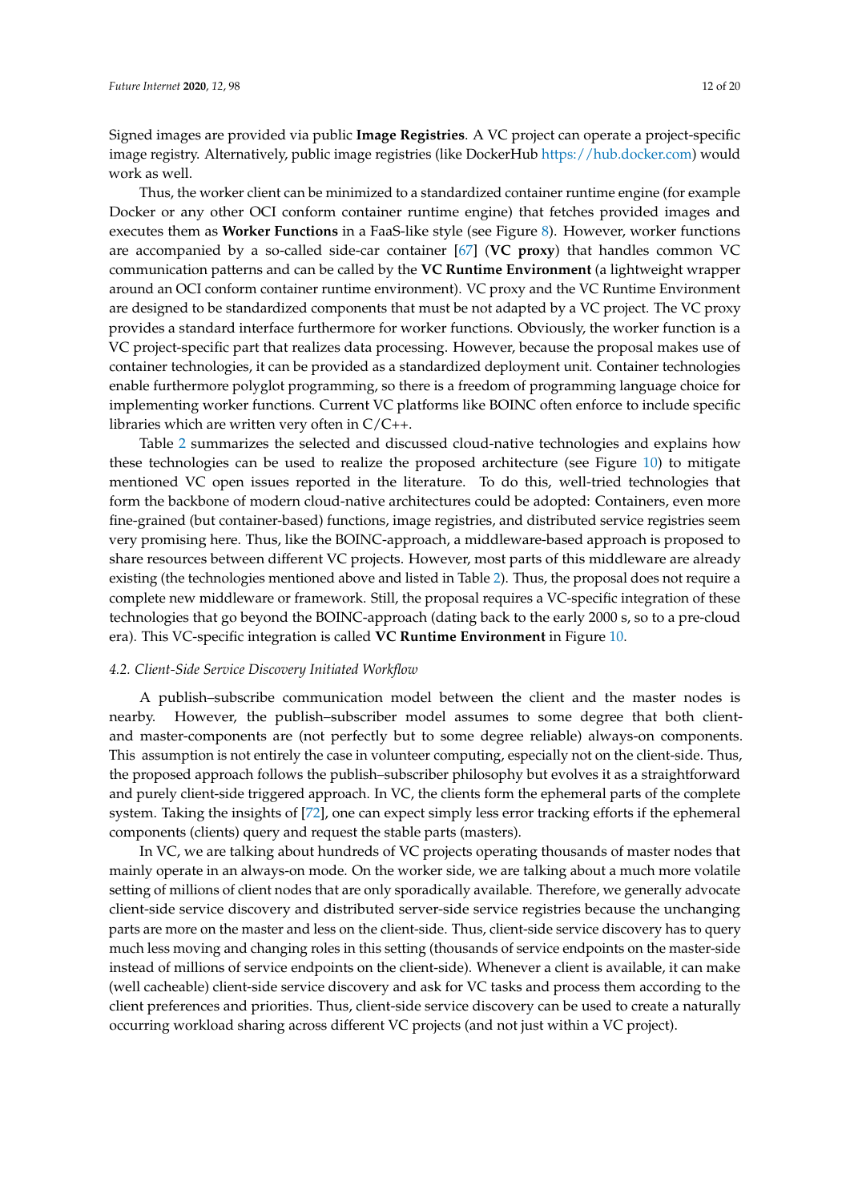Signed images are provided via public **Image Registries**. A VC project can operate a project-specific image registry. Alternatively, public image registries (like DockerHub https://hub.docker.com) would work as well.

Thus, the worker client can be minimized to a standardized container runtime engine (for example Docker or any other OCI conform container runtime engine) that fetches provided images and executes them as **Worker Functions** in a FaaS-like style (see Figure 8). However, worker functions are accompanied by a so-called side-car container [67] (**VC proxy**) that handles common VC communication patterns and can be called by the **VC Runtime Environment** (a lightweight wrapper around an OCI conform container runtime environment). VC proxy and the VC Runtime Environment are designed to be standardized components that must be not adapted by a VC project. The VC proxy provides a standard interface furthermore for worker functions. Obviously, the worker function is a VC project-specific part that realizes data processing. However, because the proposal makes use of container technologies, it can be provided as a standardized deployment unit. Container technologies enable furthermore polyglot programming, so there is a freedom of programming language choice for implementing worker functions. Current VC platforms like BOINC often enforce to include specific libraries which are written very often in C/C++.

Table 2 summarizes the selected and discussed cloud-native technologies and explains how these technologies can be used to realize the proposed architecture (see Figure 10) to mitigate mentioned VC open issues reported in the literature. To do this, well-tried technologies that form the backbone of modern cloud-native architectures could be adopted: Containers, even more fine-grained (but container-based) functions, image registries, and distributed service registries seem very promising here. Thus, like the BOINC-approach, a middleware-based approach is proposed to share resources between different VC projects. However, most parts of this middleware are already existing (the technologies mentioned above and listed in Table 2). Thus, the proposal does not require a complete new middleware or framework. Still, the proposal requires a VC-specific integration of these technologies that go beyond the BOINC-approach (dating back to the early 2000 s, so to a pre-cloud era). This VC-specific integration is called **VC Runtime Environment** in Figure 10.

### *4.2. Client-Side Service Discovery Initiated Workflow*

A publish–subscribe communication model between the client and the master nodes is nearby. However, the publish–subscriber model assumes to some degree that both client- and master-components are (not perfectly but to some degree reliable) always-on components. This assumption is not entirely the case in volunteer computing, especially not on the client-side. Thus, the proposed approach follows the publish–subscriber philosophy but evolves it as a straightforward and purely client-side triggered approach. In VC, the clients form the ephemeral parts of the complete system. Taking the insights of [72], one can expect simply less error tracking efforts if the ephemeral components (clients) query and request the stable parts (masters).

In VC, we are talking about hundreds of VC projects operating thousands of master nodes that mainly operate in an always-on mode. On the worker side, we are talking about a much more volatile setting of millions of client nodes that are only sporadically available. Therefore, we generally advocate client-side service discovery and distributed server-side service registries because the unchanging parts are more on the master and less on the client-side. Thus, client-side service discovery has to query much less moving and changing roles in this setting (thousands of service endpoints on the master-side instead of millions of service endpoints on the client-side). Whenever a client is available, it can make (well cacheable) client-side service discovery and ask for VC tasks and process them according to the client preferences and priorities. Thus, client-side service discovery can be used to create a naturally occurring workload sharing across different VC projects (and not just within a VC project).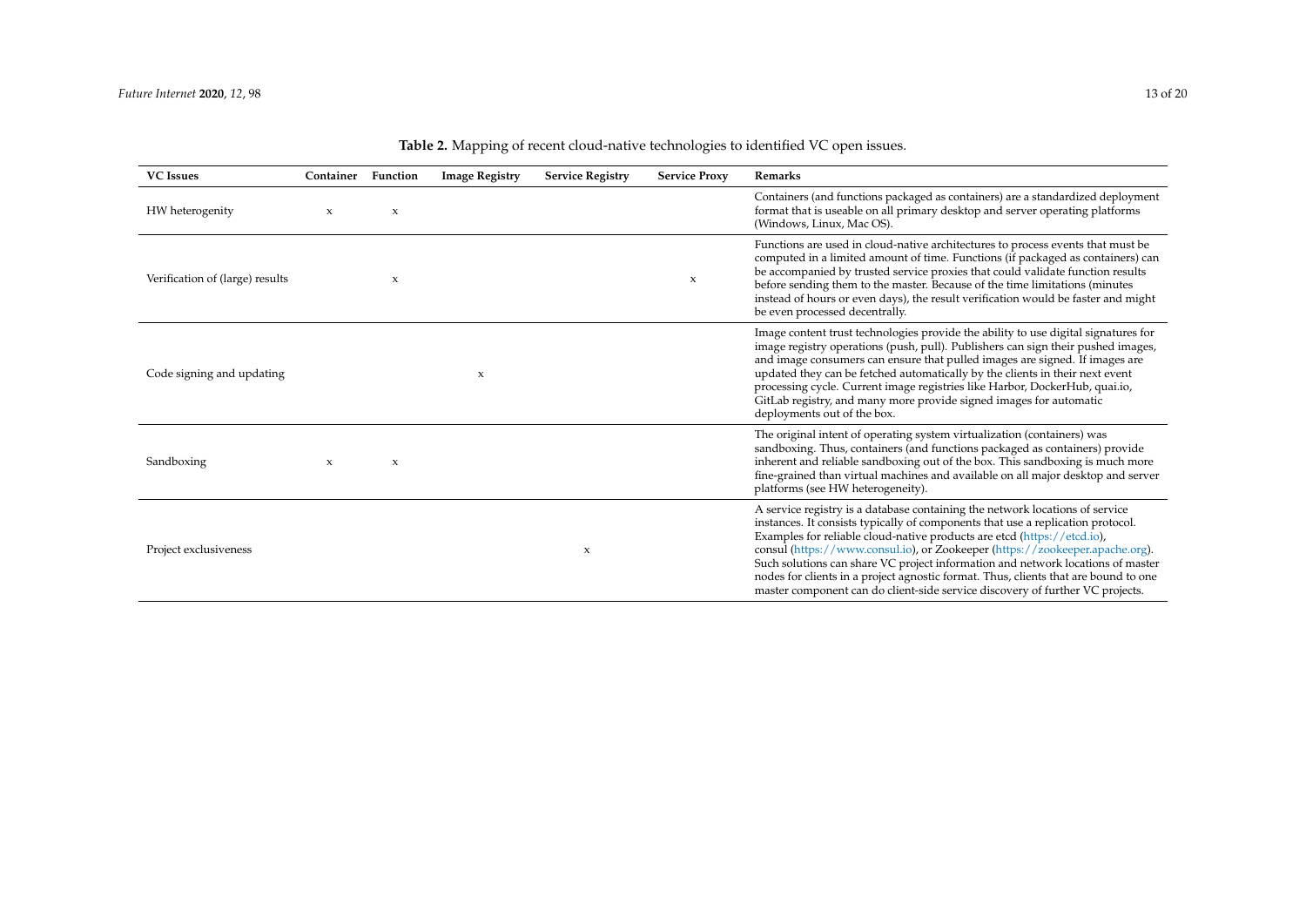**Table 2.** Mapping of recent cloud-native technologies to identified VC open issues.

| VC Issues | Container | Function | Image Registry | Service Registry | Service Proxy | Remarks |
|---|---|---|---|---|---|---|
| HW heterogenity | x | x | | | | Containers (and functions packaged as containers) are a standardized deployment format that is useable on all primary desktop and server operating platforms (Windows, Linux, Mac OS). |
| Verification of (large) results | | x | | | x | Functions are used in cloud-native architectures to process events that must be computed in a limited amount of time. Functions (if packaged as containers) can be accompanied by trusted service proxies that could validate function results before sending them to the master. Because of the time limitations (minutes instead of hours or even days), the result verification would be faster and might be even processed decentrally. |
| Code signing and updating | | | x | | | Image content trust technologies provide the ability to use digital signatures for image registry operations (push, pull). Publishers can sign their pushed images, and image consumers can ensure that pulled images are signed. If images are updated they can be fetched automatically by the clients in their next event processing cycle. Current image registries like Harbor, DockerHub, quai.io, GitLab registry, and many more provide signed images for automatic deployments out of the box. |
| Sandboxing | x | x | | | | The original intent of operating system virtualization (containers) was sandboxing. Thus, containers (and functions packaged as containers) provide inherent and reliable sandboxing out of the box. This sandboxing is much more fine-grained than virtual machines and available on all major desktop and server platforms (see HW heterogeneity). |
| Project exclusiveness | | | | x | | A service registry is a database containing the network locations of service instances. It consists typically of components that use a replication protocol. Examples for reliable cloud-native products are etcd (https://etcd.io), consul (https://www.consul.io), or Zookeeper (https://zookeeper.apache.org). Such solutions can share VC project information and network locations of master nodes for clients in a project agnostic format. Thus, clients that are bound to one master component can do client-side service discovery of further VC projects. |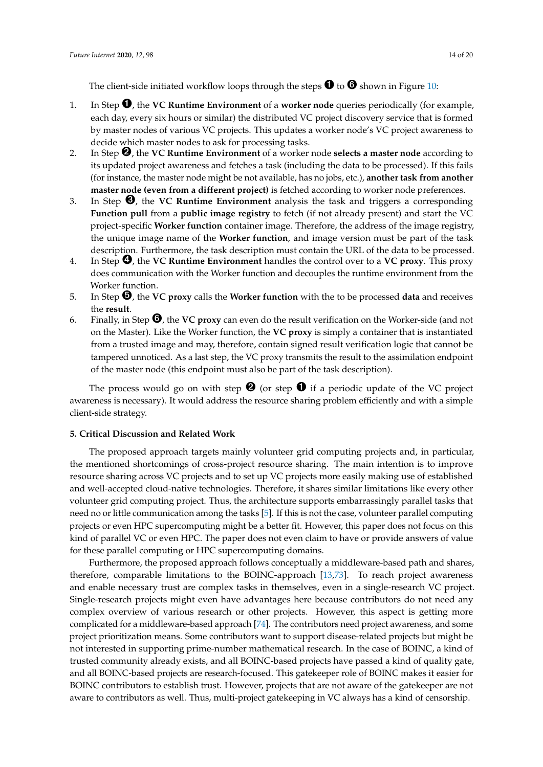The client-side initiated workflow loops through the steps ❶ to ❻ shown in Figure 10:

1. In Step ❶, the **VC Runtime Environment** of a **worker node** queries periodically (for example, each day, every six hours or similar) the distributed VC project discovery service that is formed by master nodes of various VC projects. This updates a worker node's VC project awareness to decide which master nodes to ask for processing tasks.
2. In Step ❷, the **VC Runtime Environment** of a worker node **selects a master node** according to its updated project awareness and fetches a task (including the data to be processed). If this fails (for instance, the master node might be not available, has no jobs, etc.), **another task from another master node (even from a different project)** is fetched according to worker node preferences.
3. In Step ❸, the **VC Runtime Environment** analysis the task and triggers a corresponding **Function pull** from a **public image registry** to fetch (if not already present) and start the VC project-specific **Worker function** container image. Therefore, the address of the image registry, the unique image name of the **Worker function**, and image version must be part of the task description. Furthermore, the task description must contain the URL of the data to be processed.
4. In Step ❹, the **VC Runtime Environment** handles the control over to a **VC proxy**. This proxy does communication with the Worker function and decouples the runtime environment from the Worker function.
5. In Step ❺, the **VC proxy** calls the **Worker function** with the to be processed **data** and receives the **result**.
6. Finally, in Step ❻, the **VC proxy** can even do the result verification on the Worker-side (and not on the Master). Like the Worker function, the **VC proxy** is simply a container that is instantiated from a trusted image and may, therefore, contain signed result verification logic that cannot be tampered unnoticed. As a last step, the VC proxy transmits the result to the assimilation endpoint of the master node (this endpoint must also be part of the task description).

The process would go on with step ❷ (or step ❶ if a periodic update of the VC project awareness is necessary). It would address the resource sharing problem efficiently and with a simple client-side strategy.

## 5. Critical Discussion and Related Work

The proposed approach targets mainly volunteer grid computing projects and, in particular, the mentioned shortcomings of cross-project resource sharing. The main intention is to improve resource sharing across VC projects and to set up VC projects more easily making use of established and well-accepted cloud-native technologies. Therefore, it shares similar limitations like every other volunteer grid computing project. Thus, the architecture supports embarrassingly parallel tasks that need no or little communication among the tasks [5]. If this is not the case, volunteer parallel computing projects or even HPC supercomputing might be a better fit. However, this paper does not focus on this kind of parallel VC or even HPC. The paper does not even claim to have or provide answers of value for these parallel computing or HPC supercomputing domains.

Furthermore, the proposed approach follows conceptually a middleware-based path and shares, therefore, comparable limitations to the BOINC-approach [13,73]. To reach project awareness and enable necessary trust are complex tasks in themselves, even in a single-research VC project. Single-research projects might even have advantages here because contributors do not need any complex overview of various research or other projects. However, this aspect is getting more complicated for a middleware-based approach [74]. The contributors need project awareness, and some project prioritization means. Some contributors want to support disease-related projects but might be not interested in supporting prime-number mathematical research. In the case of BOINC, a kind of trusted community already exists, and all BOINC-based projects have passed a kind of quality gate, and all BOINC-based projects are research-focused. This gatekeeper role of BOINC makes it easier for BOINC contributors to establish trust. However, projects that are not aware of the gatekeeper are not aware to contributors as well. Thus, multi-project gatekeeping in VC always has a kind of censorship.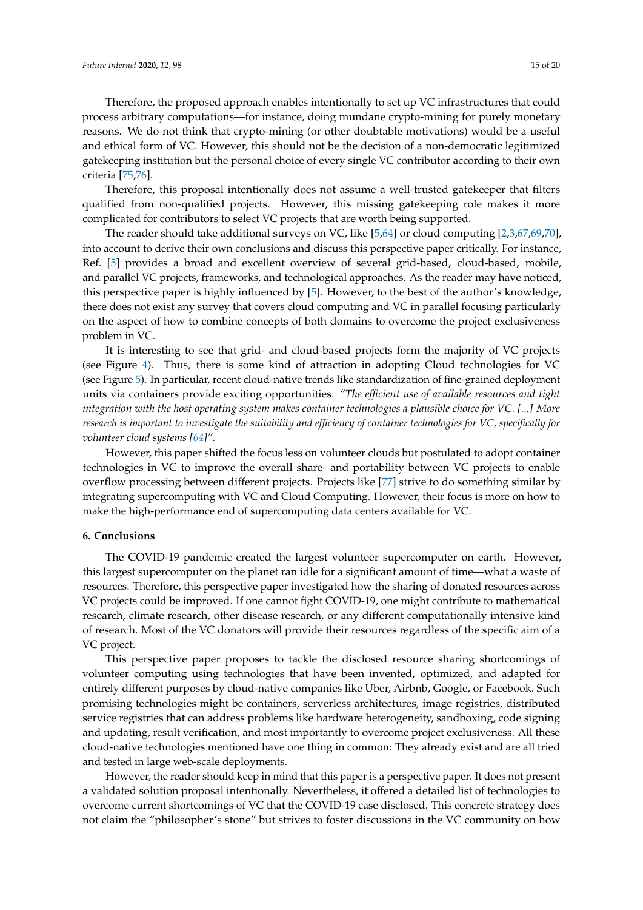Therefore, the proposed approach enables intentionally to set up VC infrastructures that could process arbitrary computations—for instance, doing mundane crypto-mining for purely monetary reasons. We do not think that crypto-mining (or other doubtable motivations) would be a useful and ethical form of VC. However, this should not be the decision of a non-democratic legitimized gatekeeping institution but the personal choice of every single VC contributor according to their own criteria [75,76].

Therefore, this proposal intentionally does not assume a well-trusted gatekeeper that filters qualified from non-qualified projects. However, this missing gatekeeping role makes it more complicated for contributors to select VC projects that are worth being supported.

The reader should take additional surveys on VC, like [5,64] or cloud computing [2,3,67,69,70], into account to derive their own conclusions and discuss this perspective paper critically. For instance, Ref. [5] provides a broad and excellent overview of several grid-based, cloud-based, mobile, and parallel VC projects, frameworks, and technological approaches. As the reader may have noticed, this perspective paper is highly influenced by [5]. However, to the best of the author's knowledge, there does not exist any survey that covers cloud computing and VC in parallel focusing particularly on the aspect of how to combine concepts of both domains to overcome the project exclusiveness problem in VC.

It is interesting to see that grid- and cloud-based projects form the majority of VC projects (see Figure 4). Thus, there is some kind of attraction in adopting Cloud technologies for VC (see Figure 5). In particular, recent cloud-native trends like standardization of fine-grained deployment units via containers provide exciting opportunities. *"The efficient use of available resources and tight integration with the host operating system makes container technologies a plausible choice for VC. [...] More research is important to investigate the suitability and efficiency of container technologies for VC, specifically for volunteer cloud systems [64]".*

However, this paper shifted the focus less on volunteer clouds but postulated to adopt container technologies in VC to improve the overall share- and portability between VC projects to enable overflow processing between different projects. Projects like [77] strive to do something similar by integrating supercomputing with VC and Cloud Computing. However, their focus is more on how to make the high-performance end of supercomputing data centers available for VC.

## 6. Conclusions

The COVID-19 pandemic created the largest volunteer supercomputer on earth. However, this largest supercomputer on the planet ran idle for a significant amount of time—what a waste of resources. Therefore, this perspective paper investigated how the sharing of donated resources across VC projects could be improved. If one cannot fight COVID-19, one might contribute to mathematical research, climate research, other disease research, or any different computationally intensive kind of research. Most of the VC donators will provide their resources regardless of the specific aim of a VC project.

This perspective paper proposes to tackle the disclosed resource sharing shortcomings of volunteer computing using technologies that have been invented, optimized, and adapted for entirely different purposes by cloud-native companies like Uber, Airbnb, Google, or Facebook. Such promising technologies might be containers, serverless architectures, image registries, distributed service registries that can address problems like hardware heterogeneity, sandboxing, code signing and updating, result verification, and most importantly to overcome project exclusiveness. All these cloud-native technologies mentioned have one thing in common: They already exist and are all tried and tested in large web-scale deployments.

However, the reader should keep in mind that this paper is a perspective paper. It does not present a validated solution proposal intentionally. Nevertheless, it offered a detailed list of technologies to overcome current shortcomings of VC that the COVID-19 case disclosed. This concrete strategy does not claim the "philosopher's stone" but strives to foster discussions in the VC community on how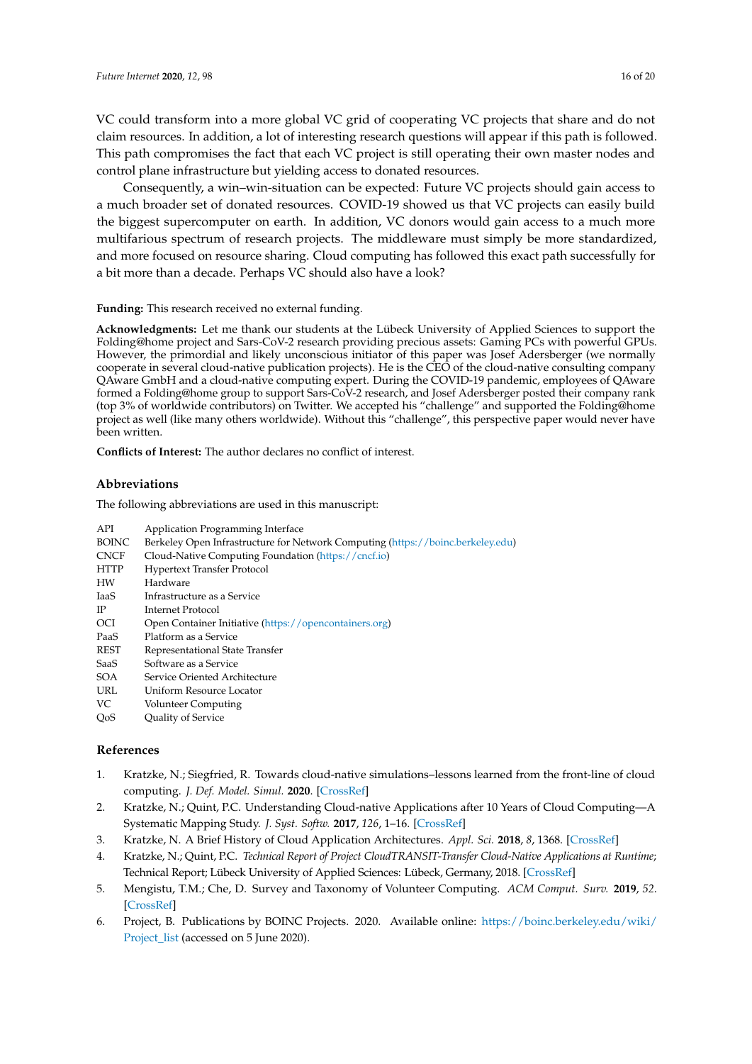VC could transform into a more global VC grid of cooperating VC projects that share and do not claim resources. In addition, a lot of interesting research questions will appear if this path is followed. This path compromises the fact that each VC project is still operating their own master nodes and control plane infrastructure but yielding access to donated resources.

Consequently, a win–win-situation can be expected: Future VC projects should gain access to a much broader set of donated resources. COVID-19 showed us that VC projects can easily build the biggest supercomputer on earth. In addition, VC donors would gain access to a much more multifarious spectrum of research projects. The middleware must simply be more standardized, and more focused on resource sharing. Cloud computing has followed this exact path successfully for a bit more than a decade. Perhaps VC should also have a look?

**Funding:** This research received no external funding.

**Acknowledgments:** Let me thank our students at the Lübeck University of Applied Sciences to support the Folding@home project and Sars-CoV-2 research providing precious assets: Gaming PCs with powerful GPUs. However, the primordial and likely unconscious initiator of this paper was Josef Adersberger (we normally cooperate in several cloud-native publication projects). He is the CEO of the cloud-native consulting company QAware GmbH and a cloud-native computing expert. During the COVID-19 pandemic, employees of QAware formed a Folding@home group to support Sars-CoV-2 research, and Josef Adersberger posted their company rank (top 3% of worldwide contributors) on Twitter. We accepted his "challenge" and supported the Folding@home project as well (like many others worldwide). Without this "challenge", this perspective paper would never have been written.

**Conflicts of Interest:** The author declares no conflict of interest.

## Abbreviations

The following abbreviations are used in this manuscript:

| | |
|---|---|
| API | Application Programming Interface |
| BOINC | Berkeley Open Infrastructure for Network Computing (https://boinc.berkeley.edu) |
| CNCF | Cloud-Native Computing Foundation (https://cncf.io) |
| HTTP | Hypertext Transfer Protocol |
| HW | Hardware |
| IaaS | Infrastructure as a Service |
| IP | Internet Protocol |
| OCI | Open Container Initiative (https://opencontainers.org) |
| PaaS | Platform as a Service |
| REST | Representational State Transfer |
| SaaS | Software as a Service |
| SOA | Service Oriented Architecture |
| URL | Uniform Resource Locator |
| VC | Volunteer Computing |
| QoS | Quality of Service |

## References

1. Kratzke, N.; Siegfried, R. Towards cloud-native simulations–lessons learned from the front-line of cloud computing. *J. Def. Model. Simul.* **2020**. [CrossRef]
2. Kratzke, N.; Quint, P.C. Understanding Cloud-native Applications after 10 Years of Cloud Computing—A Systematic Mapping Study. *J. Syst. Softw.* **2017**, *126*, 1–16. [CrossRef]
3. Kratzke, N. A Brief History of Cloud Application Architectures. *Appl. Sci.* **2018**, *8*, 1368. [CrossRef]
4. Kratzke, N.; Quint, P.C. *Technical Report of Project CloudTRANSIT-Transfer Cloud-Native Applications at Runtime*; Technical Report; Lübeck University of Applied Sciences: Lübeck, Germany, 2018. [CrossRef]
5. Mengistu, T.M.; Che, D. Survey and Taxonomy of Volunteer Computing. *ACM Comput. Surv.* **2019**, *52*. [CrossRef]
6. Project, B. Publications by BOINC Projects. 2020. Available online: https://boinc.berkeley.edu/wiki/Project_list (accessed on 5 June 2020).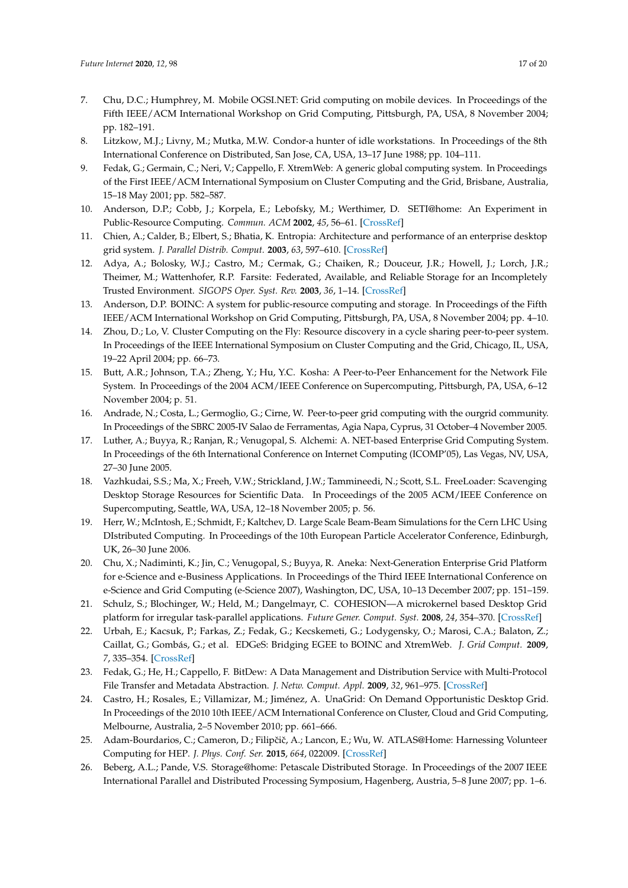7. Chu, D.C.; Humphrey, M. Mobile OGSI.NET: Grid computing on mobile devices. In Proceedings of the Fifth IEEE/ACM International Workshop on Grid Computing, Pittsburgh, PA, USA, 8 November 2004; pp. 182–191.
8. Litzkow, M.J.; Livny, M.; Mutka, M.W. Condor-a hunter of idle workstations. In Proceedings of the 8th International Conference on Distributed, San Jose, CA, USA, 13–17 June 1988; pp. 104–111.
9. Fedak, G.; Germain, C.; Neri, V.; Cappello, F. XtremWeb: A generic global computing system. In Proceedings of the First IEEE/ACM International Symposium on Cluster Computing and the Grid, Brisbane, Australia, 15–18 May 2001; pp. 582–587.
10. Anderson, D.P.; Cobb, J.; Korpela, E.; Lebofsky, M.; Werthimer, D. SETI@home: An Experiment in Public-Resource Computing. *Commun. ACM* **2002**, *45*, 56–61. [CrossRef]
11. Chien, A.; Calder, B.; Elbert, S.; Bhatia, K. Entropia: Architecture and performance of an enterprise desktop grid system. *J. Parallel Distrib. Comput.* **2003**, *63*, 597–610. [CrossRef]
12. Adya, A.; Bolosky, W.J.; Castro, M.; Cermak, G.; Chaiken, R.; Douceur, J.R.; Howell, J.; Lorch, J.R.; Theimer, M.; Wattenhofer, R.P. Farsite: Federated, Available, and Reliable Storage for an Incompletely Trusted Environment. *SIGOPS Oper. Syst. Rev.* **2003**, *36*, 1–14. [CrossRef]
13. Anderson, D.P. BOINC: A system for public-resource computing and storage. In Proceedings of the Fifth IEEE/ACM International Workshop on Grid Computing, Pittsburgh, PA, USA, 8 November 2004; pp. 4–10.
14. Zhou, D.; Lo, V. Cluster Computing on the Fly: Resource discovery in a cycle sharing peer-to-peer system. In Proceedings of the IEEE International Symposium on Cluster Computing and the Grid, Chicago, IL, USA, 19–22 April 2004; pp. 66–73.
15. Butt, A.R.; Johnson, T.A.; Zheng, Y.; Hu, Y.C. Kosha: A Peer-to-Peer Enhancement for the Network File System. In Proceedings of the 2004 ACM/IEEE Conference on Supercomputing, Pittsburgh, PA, USA, 6–12 November 2004; p. 51.
16. Andrade, N.; Costa, L.; Germoglio, G.; Cirne, W. Peer-to-peer grid computing with the ourgrid community. In Proceedings of the SBRC 2005-IV Salao de Ferramentas, Agia Napa, Cyprus, 31 October–4 November 2005.
17. Luther, A.; Buyya, R.; Ranjan, R.; Venugopal, S. Alchemi: A. NET-based Enterprise Grid Computing System. In Proceedings of the 6th International Conference on Internet Computing (ICOMP'05), Las Vegas, NV, USA, 27–30 June 2005.
18. Vazhkudai, S.S.; Ma, X.; Freeh, V.W.; Strickland, J.W.; Tammineedi, N.; Scott, S.L. FreeLoader: Scavenging Desktop Storage Resources for Scientific Data. In Proceedings of the 2005 ACM/IEEE Conference on Supercomputing, Seattle, WA, USA, 12–18 November 2005; p. 56.
19. Herr, W.; McIntosh, E.; Schmidt, F.; Kaltchev, D. Large Scale Beam-Beam Simulations for the Cern LHC Using DIstributed Computing. In Proceedings of the 10th European Particle Accelerator Conference, Edinburgh, UK, 26–30 June 2006.
20. Chu, X.; Nadiminti, K.; Jin, C.; Venugopal, S.; Buyya, R. Aneka: Next-Generation Enterprise Grid Platform for e-Science and e-Business Applications. In Proceedings of the Third IEEE International Conference on e-Science and Grid Computing (e-Science 2007), Washington, DC, USA, 10–13 December 2007; pp. 151–159.
21. Schulz, S.; Blochinger, W.; Held, M.; Dangelmayr, C. COHESION—A microkernel based Desktop Grid platform for irregular task-parallel applications. *Future Gener. Comput. Syst.* **2008**, *24*, 354–370. [CrossRef]
22. Urbah, E.; Kacsuk, P.; Farkas, Z.; Fedak, G.; Kecskemeti, G.; Lodygensky, O.; Marosi, C.A.; Balaton, Z.; Caillat, G.; Gombás, G.; et al. EDGeS: Bridging EGEE to BOINC and XtremWeb. *J. Grid Comput.* **2009**, *7*, 335–354. [CrossRef]
23. Fedak, G.; He, H.; Cappello, F. BitDew: A Data Management and Distribution Service with Multi-Protocol File Transfer and Metadata Abstraction. *J. Netw. Comput. Appl.* **2009**, *32*, 961–975. [CrossRef]
24. Castro, H.; Rosales, E.; Villamizar, M.; Jiménez, A. UnaGrid: On Demand Opportunistic Desktop Grid. In Proceedings of the 2010 10th IEEE/ACM International Conference on Cluster, Cloud and Grid Computing, Melbourne, Australia, 2–5 November 2010; pp. 661–666.
25. Adam-Bourdarios, C.; Cameron, D.; Filipčič, A.; Lancon, E.; Wu, W. ATLAS@Home: Harnessing Volunteer Computing for HEP. *J. Phys. Conf. Ser.* **2015**, *664*, 022009. [CrossRef]
26. Beberg, A.L.; Pande, V.S. Storage@home: Petascale Distributed Storage. In Proceedings of the 2007 IEEE International Parallel and Distributed Processing Symposium, Hagenberg, Austria, 5–8 June 2007; pp. 1–6.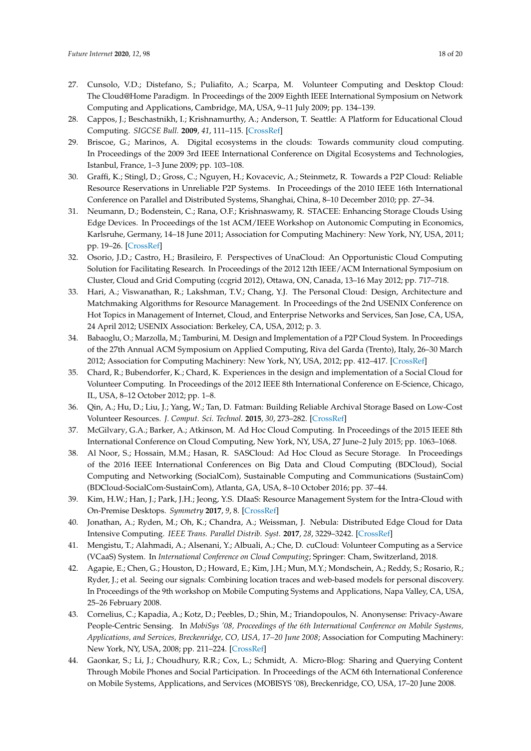27. Cunsolo, V.D.; Distefano, S.; Puliafito, A.; Scarpa, M. Volunteer Computing and Desktop Cloud: The Cloud@Home Paradigm. In Proceedings of the 2009 Eighth IEEE International Symposium on Network Computing and Applications, Cambridge, MA, USA, 9–11 July 2009; pp. 134–139.
28. Cappos, J.; Beschastnikh, I.; Krishnamurthy, A.; Anderson, T. Seattle: A Platform for Educational Cloud Computing. *SIGCSE Bull.* **2009**, *41*, 111–115. [CrossRef]
29. Briscoe, G.; Marinos, A. Digital ecosystems in the clouds: Towards community cloud computing. In Proceedings of the 2009 3rd IEEE International Conference on Digital Ecosystems and Technologies, Istanbul, France, 1–3 June 2009; pp. 103–108.
30. Graffi, K.; Stingl, D.; Gross, C.; Nguyen, H.; Kovacevic, A.; Steinmetz, R. Towards a P2P Cloud: Reliable Resource Reservations in Unreliable P2P Systems. In Proceedings of the 2010 IEEE 16th International Conference on Parallel and Distributed Systems, Shanghai, China, 8–10 December 2010; pp. 27–34.
31. Neumann, D.; Bodenstein, C.; Rana, O.F.; Krishnaswamy, R. STACEE: Enhancing Storage Clouds Using Edge Devices. In Proceedings of the 1st ACM/IEEE Workshop on Autonomic Computing in Economics, Karlsruhe, Germany, 14–18 June 2011; Association for Computing Machinery: New York, NY, USA, 2011; pp. 19–26. [CrossRef]
32. Osorio, J.D.; Castro, H.; Brasileiro, F. Perspectives of UnaCloud: An Opportunistic Cloud Computing Solution for Facilitating Research. In Proceedings of the 2012 12th IEEE/ACM International Symposium on Cluster, Cloud and Grid Computing (ccgrid 2012), Ottawa, ON, Canada, 13–16 May 2012; pp. 717–718.
33. Hari, A.; Viswanathan, R.; Lakshman, T.V.; Chang, Y.J. The Personal Cloud: Design, Architecture and Matchmaking Algorithms for Resource Management. In Proceedings of the 2nd USENIX Conference on Hot Topics in Management of Internet, Cloud, and Enterprise Networks and Services, San Jose, CA, USA, 24 April 2012; USENIX Association: Berkeley, CA, USA, 2012; p. 3.
34. Babaoglu, O.; Marzolla, M.; Tamburini, M. Design and Implementation of a P2P Cloud System. In Proceedings of the 27th Annual ACM Symposium on Applied Computing, Riva del Garda (Trento), Italy, 26–30 March 2012; Association for Computing Machinery: New York, NY, USA, 2012; pp. 412–417. [CrossRef]
35. Chard, R.; Bubendorfer, K.; Chard, K. Experiences in the design and implementation of a Social Cloud for Volunteer Computing. In Proceedings of the 2012 IEEE 8th International Conference on E-Science, Chicago, IL, USA, 8–12 October 2012; pp. 1–8.
36. Qin, A.; Hu, D.; Liu, J.; Yang, W.; Tan, D. Fatman: Building Reliable Archival Storage Based on Low-Cost Volunteer Resources. *J. Comput. Sci. Technol.* **2015**, *30*, 273–282. [CrossRef]
37. McGilvary, G.A.; Barker, A.; Atkinson, M. Ad Hoc Cloud Computing. In Proceedings of the 2015 IEEE 8th International Conference on Cloud Computing, New York, NY, USA, 27 June–2 July 2015; pp. 1063–1068.
38. Al Noor, S.; Hossain, M.M.; Hasan, R. SASCloud: Ad Hoc Cloud as Secure Storage. In Proceedings of the 2016 IEEE International Conferences on Big Data and Cloud Computing (BDCloud), Social Computing and Networking (SocialCom), Sustainable Computing and Communications (SustainCom) (BDCloud-SocialCom-SustainCom), Atlanta, GA, USA, 8–10 October 2016; pp. 37–44.
39. Kim, H.W.; Han, J.; Park, J.H.; Jeong, Y.S. DIaaS: Resource Management System for the Intra-Cloud with On-Premise Desktops. *Symmetry* **2017**, *9*, 8. [CrossRef]
40. Jonathan, A.; Ryden, M.; Oh, K.; Chandra, A.; Weissman, J. Nebula: Distributed Edge Cloud for Data Intensive Computing. *IEEE Trans. Parallel Distrib. Syst.* **2017**, *28*, 3229–3242. [CrossRef]
41. Mengistu, T.; Alahmadi, A.; Alsenani, Y.; Albuali, A.; Che, D. cuCloud: Volunteer Computing as a Service (VCaaS) System. In *International Conference on Cloud Computing*; Springer: Cham, Switzerland, 2018.
42. Agapie, E.; Chen, G.; Houston, D.; Howard, E.; Kim, J.H.; Mun, M.Y.; Mondschein, A.; Reddy, S.; Rosario, R.; Ryder, J.; et al. Seeing our signals: Combining location traces and web-based models for personal discovery. In Proceedings of the 9th workshop on Mobile Computing Systems and Applications, Napa Valley, CA, USA, 25–26 February 2008.
43. Cornelius, C.; Kapadia, A.; Kotz, D.; Peebles, D.; Shin, M.; Triandopoulos, N. Anonysense: Privacy-Aware People-Centric Sensing. In *MobiSys '08, Proceedings of the 6th International Conference on Mobile Systems, Applications, and Services, Breckenridge, CO, USA, 17–20 June 2008*; Association for Computing Machinery: New York, NY, USA, 2008; pp. 211–224. [CrossRef]
44. Gaonkar, S.; Li, J.; Choudhury, R.R.; Cox, L.; Schmidt, A. Micro-Blog: Sharing and Querying Content Through Mobile Phones and Social Participation. In Proceedings of the ACM 6th International Conference on Mobile Systems, Applications, and Services (MOBISYS '08), Breckenridge, CO, USA, 17–20 June 2008.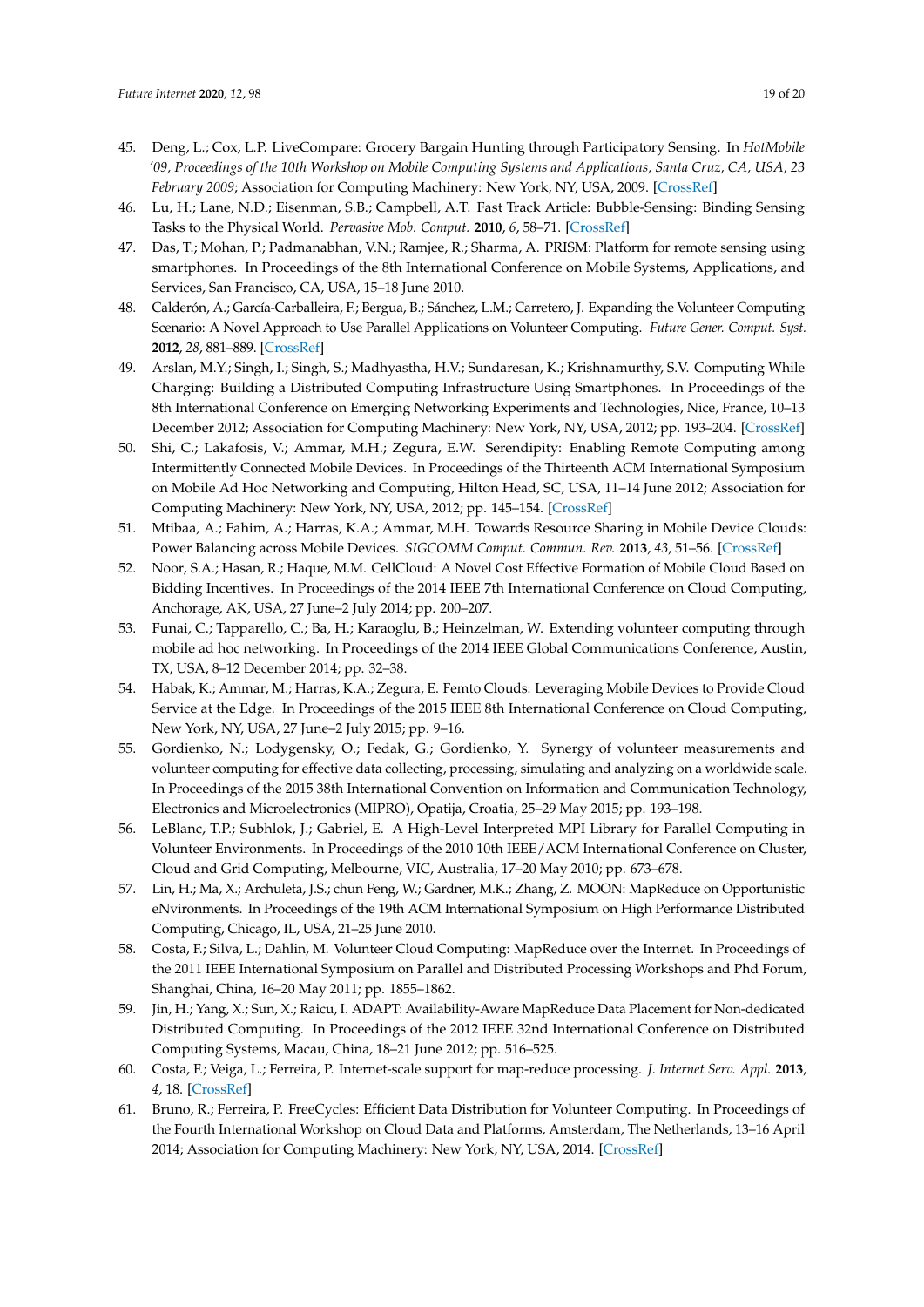45. Deng, L.; Cox, L.P. LiveCompare: Grocery Bargain Hunting through Participatory Sensing. In *HotMobile '09, Proceedings of the 10th Workshop on Mobile Computing Systems and Applications, Santa Cruz, CA, USA, 23 February 2009*; Association for Computing Machinery: New York, NY, USA, 2009. [CrossRef]
46. Lu, H.; Lane, N.D.; Eisenman, S.B.; Campbell, A.T. Fast Track Article: Bubble-Sensing: Binding Sensing Tasks to the Physical World. *Pervasive Mob. Comput.* **2010**, *6*, 58–71. [CrossRef]
47. Das, T.; Mohan, P.; Padmanabhan, V.N.; Ramjee, R.; Sharma, A. PRISM: Platform for remote sensing using smartphones. In Proceedings of the 8th International Conference on Mobile Systems, Applications, and Services, San Francisco, CA, USA, 15–18 June 2010.
48. Calderón, A.; García-Carballeira, F.; Bergua, B.; Sánchez, L.M.; Carretero, J. Expanding the Volunteer Computing Scenario: A Novel Approach to Use Parallel Applications on Volunteer Computing. *Future Gener. Comput. Syst.* **2012**, *28*, 881–889. [CrossRef]
49. Arslan, M.Y.; Singh, I.; Singh, S.; Madhyastha, H.V.; Sundaresan, K.; Krishnamurthy, S.V. Computing While Charging: Building a Distributed Computing Infrastructure Using Smartphones. In Proceedings of the 8th International Conference on Emerging Networking Experiments and Technologies, Nice, France, 10–13 December 2012; Association for Computing Machinery: New York, NY, USA, 2012; pp. 193–204. [CrossRef]
50. Shi, C.; Lakafosis, V.; Ammar, M.H.; Zegura, E.W. Serendipity: Enabling Remote Computing among Intermittently Connected Mobile Devices. In Proceedings of the Thirteenth ACM International Symposium on Mobile Ad Hoc Networking and Computing, Hilton Head, SC, USA, 11–14 June 2012; Association for Computing Machinery: New York, NY, USA, 2012; pp. 145–154. [CrossRef]
51. Mtibaa, A.; Fahim, A.; Harras, K.A.; Ammar, M.H. Towards Resource Sharing in Mobile Device Clouds: Power Balancing across Mobile Devices. *SIGCOMM Comput. Commun. Rev.* **2013**, *43*, 51–56. [CrossRef]
52. Noor, S.A.; Hasan, R.; Haque, M.M. CellCloud: A Novel Cost Effective Formation of Mobile Cloud Based on Bidding Incentives. In Proceedings of the 2014 IEEE 7th International Conference on Cloud Computing, Anchorage, AK, USA, 27 June–2 July 2014; pp. 200–207.
53. Funai, C.; Tapparello, C.; Ba, H.; Karaoglu, B.; Heinzelman, W. Extending volunteer computing through mobile ad hoc networking. In Proceedings of the 2014 IEEE Global Communications Conference, Austin, TX, USA, 8–12 December 2014; pp. 32–38.
54. Habak, K.; Ammar, M.; Harras, K.A.; Zegura, E. Femto Clouds: Leveraging Mobile Devices to Provide Cloud Service at the Edge. In Proceedings of the 2015 IEEE 8th International Conference on Cloud Computing, New York, NY, USA, 27 June–2 July 2015; pp. 9–16.
55. Gordienko, N.; Lodygensky, O.; Fedak, G.; Gordienko, Y. Synergy of volunteer measurements and volunteer computing for effective data collecting, processing, simulating and analyzing on a worldwide scale. In Proceedings of the 2015 38th International Convention on Information and Communication Technology, Electronics and Microelectronics (MIPRO), Opatija, Croatia, 25–29 May 2015; pp. 193–198.
56. LeBlanc, T.P.; Subhlok, J.; Gabriel, E. A High-Level Interpreted MPI Library for Parallel Computing in Volunteer Environments. In Proceedings of the 2010 10th IEEE/ACM International Conference on Cluster, Cloud and Grid Computing, Melbourne, VIC, Australia, 17–20 May 2010; pp. 673–678.
57. Lin, H.; Ma, X.; Archuleta, J.S.; chun Feng, W.; Gardner, M.K.; Zhang, Z. MOON: MapReduce on Opportunistic eNvironments. In Proceedings of the 19th ACM International Symposium on High Performance Distributed Computing, Chicago, IL, USA, 21–25 June 2010.
58. Costa, F.; Silva, L.; Dahlin, M. Volunteer Cloud Computing: MapReduce over the Internet. In Proceedings of the 2011 IEEE International Symposium on Parallel and Distributed Processing Workshops and Phd Forum, Shanghai, China, 16–20 May 2011; pp. 1855–1862.
59. Jin, H.; Yang, X.; Sun, X.; Raicu, I. ADAPT: Availability-Aware MapReduce Data Placement for Non-dedicated Distributed Computing. In Proceedings of the 2012 IEEE 32nd International Conference on Distributed Computing Systems, Macau, China, 18–21 June 2012; pp. 516–525.
60. Costa, F.; Veiga, L.; Ferreira, P. Internet-scale support for map-reduce processing. *J. Internet Serv. Appl.* **2013**, *4*, 18. [CrossRef]
61. Bruno, R.; Ferreira, P. FreeCycles: Efficient Data Distribution for Volunteer Computing. In Proceedings of the Fourth International Workshop on Cloud Data and Platforms, Amsterdam, The Netherlands, 13–16 April 2014; Association for Computing Machinery: New York, NY, USA, 2014. [CrossRef]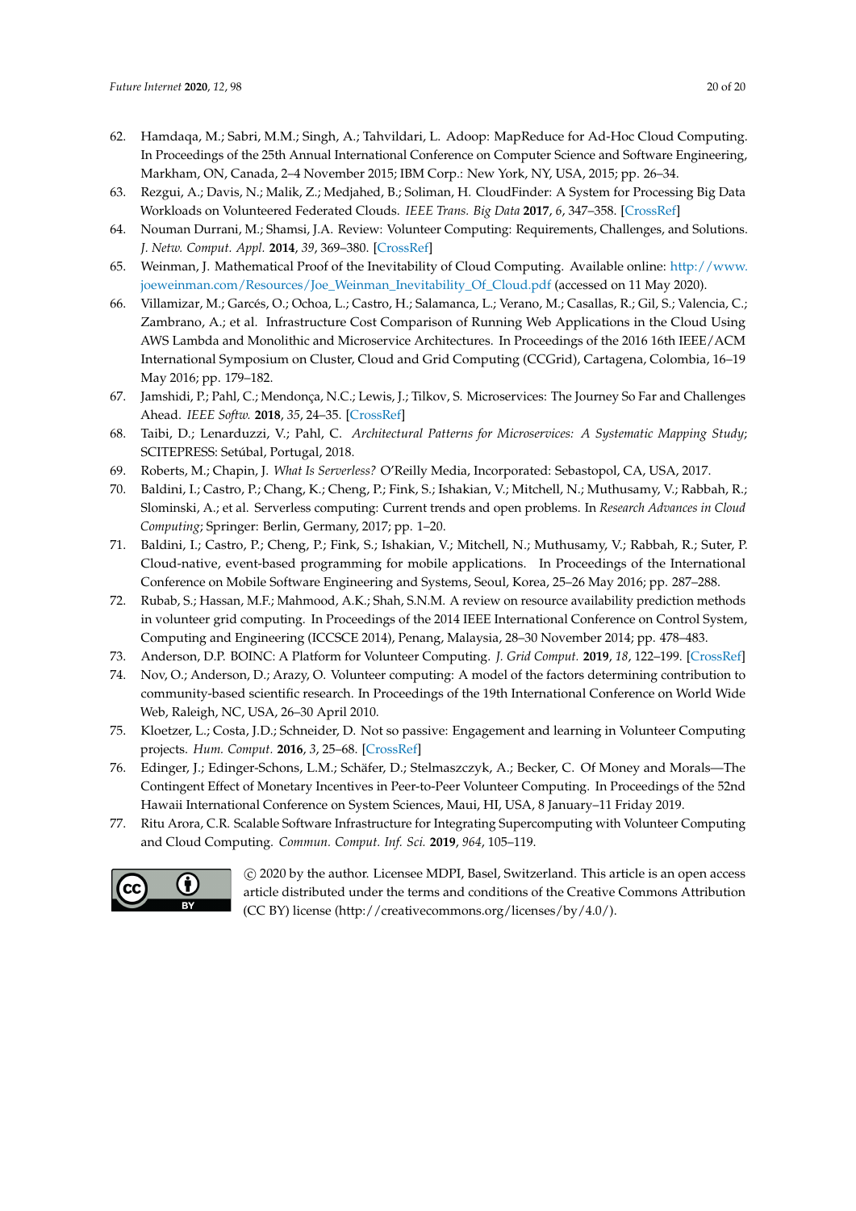62. Hamdaqa, M.; Sabri, M.M.; Singh, A.; Tahvildari, L. Adoop: MapReduce for Ad-Hoc Cloud Computing. In Proceedings of the 25th Annual International Conference on Computer Science and Software Engineering, Markham, ON, Canada, 2–4 November 2015; IBM Corp.: New York, NY, USA, 2015; pp. 26–34.
63. Rezgui, A.; Davis, N.; Malik, Z.; Medjahed, B.; Soliman, H. CloudFinder: A System for Processing Big Data Workloads on Volunteered Federated Clouds. *IEEE Trans. Big Data* **2017**, *6*, 347–358. [CrossRef]
64. Nouman Durrani, M.; Shamsi, J.A. Review: Volunteer Computing: Requirements, Challenges, and Solutions. *J. Netw. Comput. Appl.* **2014**, *39*, 369–380. [CrossRef]
65. Weinman, J. Mathematical Proof of the Inevitability of Cloud Computing. Available online: http://www.joeweinman.com/Resources/Joe_Weinman_Inevitability_Of_Cloud.pdf (accessed on 11 May 2020).
66. Villamizar, M.; Garcés, O.; Ochoa, L.; Castro, H.; Salamanca, L.; Verano, M.; Casallas, R.; Gil, S.; Valencia, C.; Zambrano, A.; et al. Infrastructure Cost Comparison of Running Web Applications in the Cloud Using AWS Lambda and Monolithic and Microservice Architectures. In Proceedings of the 2016 16th IEEE/ACM International Symposium on Cluster, Cloud and Grid Computing (CCGrid), Cartagena, Colombia, 16–19 May 2016; pp. 179–182.
67. Jamshidi, P.; Pahl, C.; Mendonça, N.C.; Lewis, J.; Tilkov, S. Microservices: The Journey So Far and Challenges Ahead. *IEEE Softw.* **2018**, *35*, 24–35. [CrossRef]
68. Taibi, D.; Lenarduzzi, V.; Pahl, C. *Architectural Patterns for Microservices: A Systematic Mapping Study*; SCITEPRESS: Setúbal, Portugal, 2018.
69. Roberts, M.; Chapin, J. *What Is Serverless?* O'Reilly Media, Incorporated: Sebastopol, CA, USA, 2017.
70. Baldini, I.; Castro, P.; Chang, K.; Cheng, P.; Fink, S.; Ishakian, V.; Mitchell, N.; Muthusamy, V.; Rabbah, R.; Slominski, A.; et al. Serverless computing: Current trends and open problems. In *Research Advances in Cloud Computing*; Springer: Berlin, Germany, 2017; pp. 1–20.
71. Baldini, I.; Castro, P.; Cheng, P.; Fink, S.; Ishakian, V.; Mitchell, N.; Muthusamy, V.; Rabbah, R.; Suter, P. Cloud-native, event-based programming for mobile applications. In Proceedings of the International Conference on Mobile Software Engineering and Systems, Seoul, Korea, 25–26 May 2016; pp. 287–288.
72. Rubab, S.; Hassan, M.F.; Mahmood, A.K.; Shah, S.N.M. A review on resource availability prediction methods in volunteer grid computing. In Proceedings of the 2014 IEEE International Conference on Control System, Computing and Engineering (ICCSCE 2014), Penang, Malaysia, 28–30 November 2014; pp. 478–483.
73. Anderson, D.P. BOINC: A Platform for Volunteer Computing. *J. Grid Comput.* **2019**, *18*, 122–199. [CrossRef]
74. Nov, O.; Anderson, D.; Arazy, O. Volunteer computing: A model of the factors determining contribution to community-based scientific research. In Proceedings of the 19th International Conference on World Wide Web, Raleigh, NC, USA, 26–30 April 2010.
75. Kloetzer, L.; Costa, J.D.; Schneider, D. Not so passive: Engagement and learning in Volunteer Computing projects. *Hum. Comput.* **2016**, *3*, 25–68. [CrossRef]
76. Edinger, J.; Edinger-Schons, L.M.; Schäfer, D.; Stelmaszczyk, A.; Becker, C. Of Money and Morals—The Contingent Effect of Monetary Incentives in Peer-to-Peer Volunteer Computing. In Proceedings of the 52nd Hawaii International Conference on System Sciences, Maui, HI, USA, 8 January–11 Friday 2019.
77. Ritu Arora, C.R. Scalable Software Infrastructure for Integrating Supercomputing with Volunteer Computing and Cloud Computing. *Commun. Comput. Inf. Sci.* **2019**, *964*, 105–119.

© 2020 by the author. Licensee MDPI, Basel, Switzerland. This article is an open access article distributed under the terms and conditions of the Creative Commons Attribution (CC BY) license (http://creativecommons.org/licenses/by/4.0/).